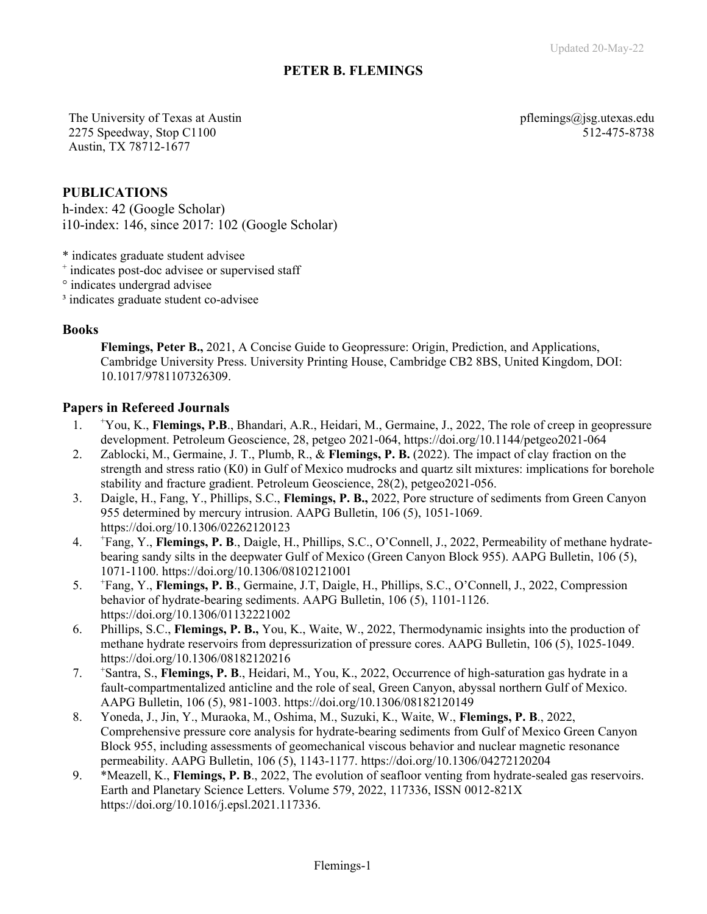Updated 20-May-22

# PETER B. FLEMINGS

The University of Texas at Austin
2275 Speedway, Stop C1100
Austin, TX 78712-1677

pflemings@jsg.utexas.edu
512-475-8738

## PUBLICATIONS

h-index: 42 (Google Scholar)
i10-index: 146, since 2017: 102 (Google Scholar)

* indicates graduate student advisee
+ indicates post-doc advisee or supervised staff
° indicates undergrad advisee
³ indicates graduate student co-advisee

### Books

**Flemings, Peter B.,** 2021, A Concise Guide to Geopressure: Origin, Prediction, and Applications, Cambridge University Press. University Printing House, Cambridge CB2 8BS, United Kingdom, DOI: 10.1017/9781107326309.

### Papers in Refereed Journals

1. +You, K., **Flemings, P.B**., Bhandari, A.R., Heidari, M., Germaine, J., 2022, The role of creep in geopressure development. Petroleum Geoscience, 28, petgeo 2021-064, https://doi.org/10.1144/petgeo2021-064
2. Zablocki, M., Germaine, J. T., Plumb, R., & **Flemings, P. B.** (2022). The impact of clay fraction on the strength and stress ratio (K0) in Gulf of Mexico mudrocks and quartz silt mixtures: implications for borehole stability and fracture gradient. Petroleum Geoscience, 28(2), petgeo2021-056.
3. Daigle, H., Fang, Y., Phillips, S.C., **Flemings, P. B.,** 2022, Pore structure of sediments from Green Canyon 955 determined by mercury intrusion. AAPG Bulletin, 106 (5), 1051-1069. https://doi.org/10.1306/02262120123
4. +Fang, Y., **Flemings, P. B**., Daigle, H., Phillips, S.C., O'Connell, J., 2022, Permeability of methane hydrate-bearing sandy silts in the deepwater Gulf of Mexico (Green Canyon Block 955). AAPG Bulletin, 106 (5), 1071-1100. https://doi.org/10.1306/08102121001
5. +Fang, Y., **Flemings, P. B**., Germaine, J.T, Daigle, H., Phillips, S.C., O'Connell, J., 2022, Compression behavior of hydrate-bearing sediments. AAPG Bulletin, 106 (5), 1101-1126. https://doi.org/10.1306/01132221002
6. Phillips, S.C., **Flemings, P. B.,** You, K., Waite, W., 2022, Thermodynamic insights into the production of methane hydrate reservoirs from depressurization of pressure cores. AAPG Bulletin, 106 (5), 1025-1049. https://doi.org/10.1306/08182120216
7. +Santra, S., **Flemings, P. B**., Heidari, M., You, K., 2022, Occurrence of high-saturation gas hydrate in a fault-compartmentalized anticline and the role of seal, Green Canyon, abyssal northern Gulf of Mexico. AAPG Bulletin, 106 (5), 981-1003. https://doi.org/10.1306/08182120149
8. Yoneda, J., Jin, Y., Muraoka, M., Oshima, M., Suzuki, K., Waite, W., **Flemings, P. B**., 2022, Comprehensive pressure core analysis for hydrate-bearing sediments from Gulf of Mexico Green Canyon Block 955, including assessments of geomechanical viscous behavior and nuclear magnetic resonance permeability. AAPG Bulletin, 106 (5), 1143-1177. https://doi.org/10.1306/04272120204
9. *Meazell, K., **Flemings, P. B**., 2022, The evolution of seafloor venting from hydrate-sealed gas reservoirs. Earth and Planetary Science Letters. Volume 579, 2022, 117336, ISSN 0012-821X https://doi.org/10.1016/j.epsl.2021.117336.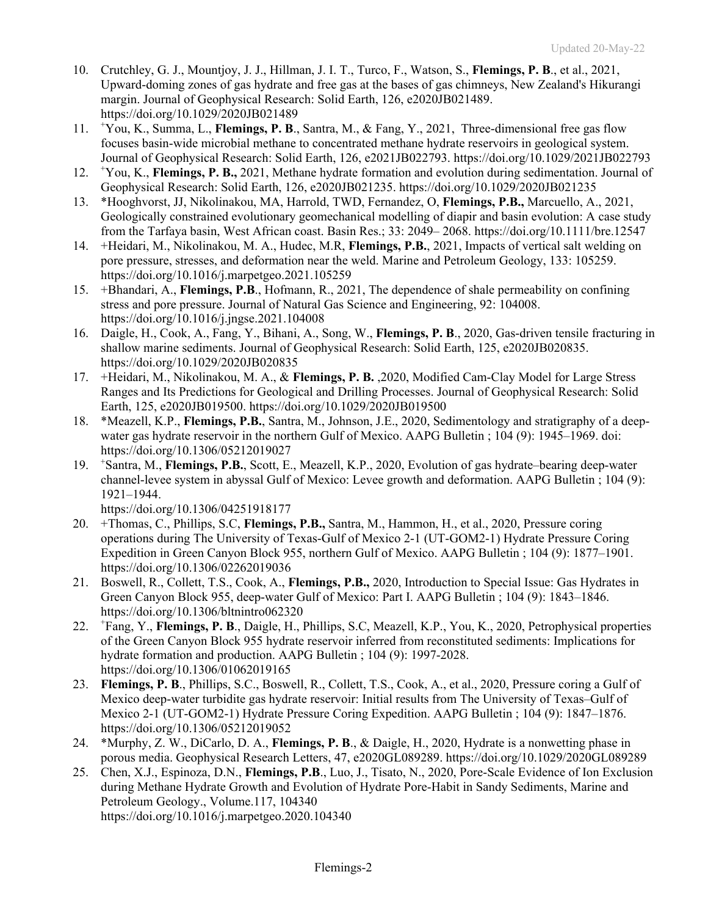10. Crutchley, G. J., Mountjoy, J. J., Hillman, J. I. T., Turco, F., Watson, S., **Flemings, P. B**., et al., 2021, Upward-doming zones of gas hydrate and free gas at the bases of gas chimneys, New Zealand's Hikurangi margin. Journal of Geophysical Research: Solid Earth, 126, e2020JB021489. https://doi.org/10.1029/2020JB021489
11. [+]You, K., Summa, L., **Flemings, P. B**., Santra, M., & Fang, Y., 2021, Three-dimensional free gas flow focuses basin-wide microbial methane to concentrated methane hydrate reservoirs in geological system. Journal of Geophysical Research: Solid Earth, 126, e2021JB022793. https://doi.org/10.1029/2021JB022793
12. [+]You, K., **Flemings, P. B.,** 2021, Methane hydrate formation and evolution during sedimentation. Journal of Geophysical Research: Solid Earth, 126, e2020JB021235. https://doi.org/10.1029/2020JB021235
13. *Hooghvorst, JJ, Nikolinakou, MA, Harrold, TWD, Fernandez, O, **Flemings, P.B.,** Marcuello, A., 2021, Geologically constrained evolutionary geomechanical modelling of diapir and basin evolution: A case study from the Tarfaya basin, West African coast. Basin Res.; 33: 2049– 2068. https://doi.org/10.1111/bre.12547
14. +Heidari, M., Nikolinakou, M. A., Hudec, M.R, **Flemings, P.B.**, 2021, Impacts of vertical salt welding on pore pressure, stresses, and deformation near the weld. Marine and Petroleum Geology, 133: 105259. https://doi.org/10.1016/j.marpetgeo.2021.105259
15. +Bhandari, A., **Flemings, P.B**., Hofmann, R., 2021, The dependence of shale permeability on confining stress and pore pressure. Journal of Natural Gas Science and Engineering, 92: 104008. https://doi.org/10.1016/j.jngse.2021.104008
16. Daigle, H., Cook, A., Fang, Y., Bihani, A., Song, W., **Flemings, P. B**., 2020, Gas-driven tensile fracturing in shallow marine sediments. Journal of Geophysical Research: Solid Earth, 125, e2020JB020835. https://doi.org/10.1029/2020JB020835
17. +Heidari, M., Nikolinakou, M. A., & **Flemings, P. B.** ,2020, Modified Cam-Clay Model for Large Stress Ranges and Its Predictions for Geological and Drilling Processes. Journal of Geophysical Research: Solid Earth, 125, e2020JB019500. https://doi.org/10.1029/2020JB019500
18. *Meazell, K.P., **Flemings, P.B.**, Santra, M., Johnson, J.E., 2020, Sedimentology and stratigraphy of a deep-water gas hydrate reservoir in the northern Gulf of Mexico. AAPG Bulletin ; 104 (9): 1945–1969. doi: https://doi.org/10.1306/05212019027
19. [+]Santra, M., **Flemings, P.B.**, Scott, E., Meazell, K.P., 2020, Evolution of gas hydrate–bearing deep-water channel-levee system in abyssal Gulf of Mexico: Levee growth and deformation. AAPG Bulletin ; 104 (9): 1921–1944.
    https://doi.org/10.1306/04251918177
20. +Thomas, C., Phillips, S.C, **Flemings, P.B.,** Santra, M., Hammon, H., et al., 2020, Pressure coring operations during The University of Texas-Gulf of Mexico 2-1 (UT-GOM2-1) Hydrate Pressure Coring Expedition in Green Canyon Block 955, northern Gulf of Mexico. AAPG Bulletin ; 104 (9): 1877–1901. https://doi.org/10.1306/02262019036
21. Boswell, R., Collett, T.S., Cook, A., **Flemings, P.B.,** 2020, Introduction to Special Issue: Gas Hydrates in Green Canyon Block 955, deep-water Gulf of Mexico: Part I. AAPG Bulletin ; 104 (9): 1843–1846. https://doi.org/10.1306/bltnintro062320
22. [+]Fang, Y., **Flemings, P. B**., Daigle, H., Phillips, S.C, Meazell, K.P., You, K., 2020, Petrophysical properties of the Green Canyon Block 955 hydrate reservoir inferred from reconstituted sediments: Implications for hydrate formation and production. AAPG Bulletin ; 104 (9): 1997-2028. https://doi.org/10.1306/01062019165
23. **Flemings, P. B**., Phillips, S.C., Boswell, R., Collett, T.S., Cook, A., et al., 2020, Pressure coring a Gulf of Mexico deep-water turbidite gas hydrate reservoir: Initial results from The University of Texas–Gulf of Mexico 2-1 (UT-GOM2-1) Hydrate Pressure Coring Expedition. AAPG Bulletin ; 104 (9): 1847–1876. https://doi.org/10.1306/05212019052
24. *Murphy, Z. W., DiCarlo, D. A., **Flemings, P. B**., & Daigle, H., 2020, Hydrate is a nonwetting phase in porous media. Geophysical Research Letters, 47, e2020GL089289. https://doi.org/10.1029/2020GL089289
25. Chen, X.J., Espinoza, D.N., **Flemings, P.B**., Luo, J., Tisato, N., 2020, Pore-Scale Evidence of Ion Exclusion during Methane Hydrate Growth and Evolution of Hydrate Pore-Habit in Sandy Sediments, Marine and Petroleum Geology., Volume.117, 104340
    https://doi.org/10.1016/j.marpetgeo.2020.104340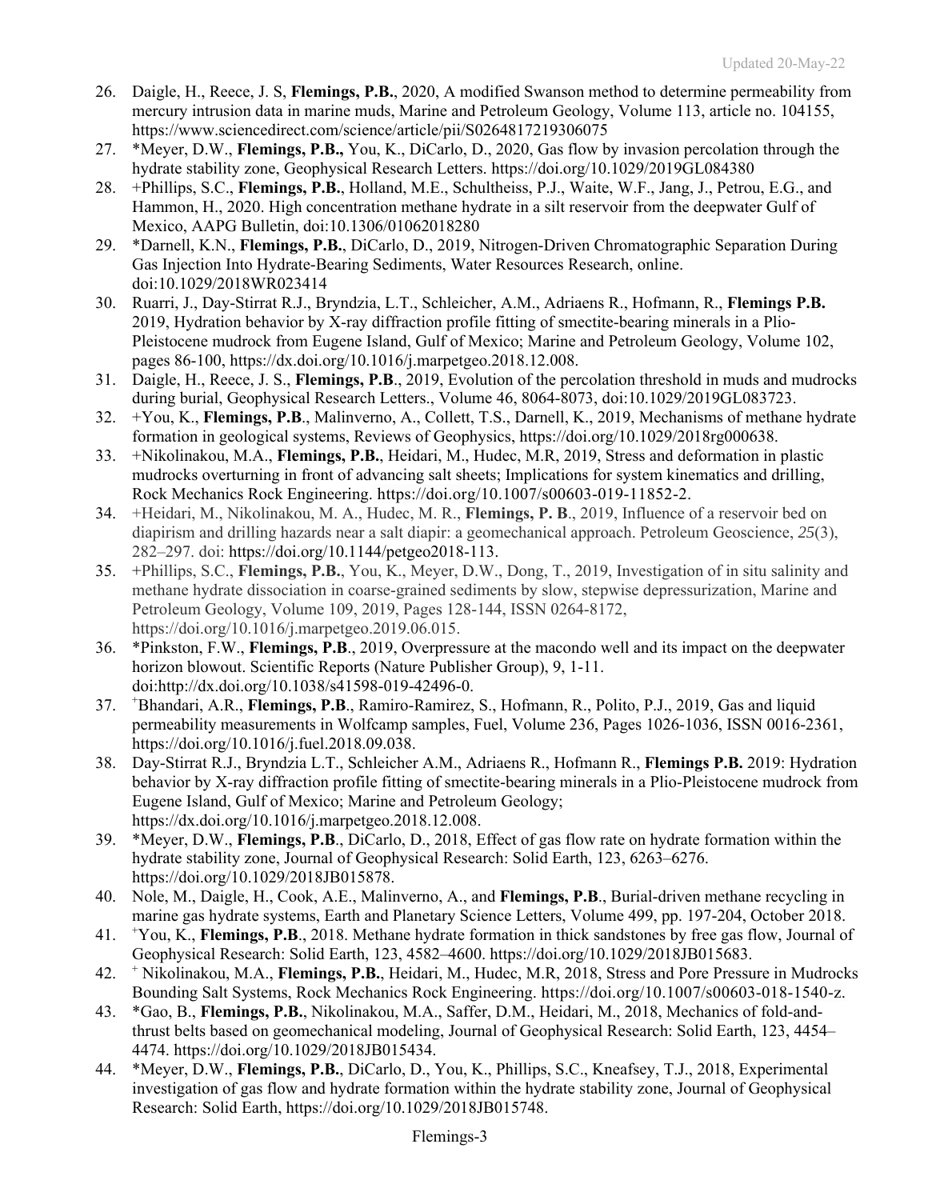26. Daigle, H., Reece, J. S, **Flemings, P.B.**, 2020, A modified Swanson method to determine permeability from mercury intrusion data in marine muds, Marine and Petroleum Geology, Volume 113, article no. 104155, https://www.sciencedirect.com/science/article/pii/S0264817219306075
27. *Meyer, D.W., **Flemings, P.B.,** You, K., DiCarlo, D., 2020, Gas flow by invasion percolation through the hydrate stability zone, Geophysical Research Letters. https://doi.org/10.1029/2019GL084380
28. +Phillips, S.C., **Flemings, P.B.**, Holland, M.E., Schultheiss, P.J., Waite, W.F., Jang, J., Petrou, E.G., and Hammon, H., 2020. High concentration methane hydrate in a silt reservoir from the deepwater Gulf of Mexico, AAPG Bulletin, doi:10.1306/01062018280
29. *Darnell, K.N., **Flemings, P.B.**, DiCarlo, D., 2019, Nitrogen-Driven Chromatographic Separation During Gas Injection Into Hydrate-Bearing Sediments, Water Resources Research, online. doi:10.1029/2018WR023414
30. Ruarri, J., Day-Stirrat R.J., Bryndzia, L.T., Schleicher, A.M., Adriaens R., Hofmann, R., **Flemings P.B.** 2019, Hydration behavior by X-ray diffraction profile fitting of smectite-bearing minerals in a Plio-Pleistocene mudrock from Eugene Island, Gulf of Mexico; Marine and Petroleum Geology, Volume 102, pages 86-100, https://dx.doi.org/10.1016/j.marpetgeo.2018.12.008.
31. Daigle, H., Reece, J. S., **Flemings, P.B**., 2019, Evolution of the percolation threshold in muds and mudrocks during burial, Geophysical Research Letters., Volume 46, 8064-8073, doi:10.1029/2019GL083723.
32. +You, K., **Flemings, P.B**., Malinverno, A., Collett, T.S., Darnell, K., 2019, Mechanisms of methane hydrate formation in geological systems, Reviews of Geophysics, https://doi.org/10.1029/2018rg000638.
33. +Nikolinakou, M.A., **Flemings, P.B.**, Heidari, M., Hudec, M.R, 2019, Stress and deformation in plastic mudrocks overturning in front of advancing salt sheets; Implications for system kinematics and drilling, Rock Mechanics Rock Engineering. https://doi.org/10.1007/s00603-019-11852-2.
34. +Heidari, M., Nikolinakou, M. A., Hudec, M. R., **Flemings, P. B**., 2019, Influence of a reservoir bed on diapirism and drilling hazards near a salt diapir: a geomechanical approach. Petroleum Geoscience, *25*(3), 282–297. doi: https://doi.org/10.1144/petgeo2018-113.
35. +Phillips, S.C., **Flemings, P.B.**, You, K., Meyer, D.W., Dong, T., 2019, Investigation of in situ salinity and methane hydrate dissociation in coarse-grained sediments by slow, stepwise depressurization, Marine and Petroleum Geology, Volume 109, 2019, Pages 128-144, ISSN 0264-8172, https://doi.org/10.1016/j.marpetgeo.2019.06.015.
36. *Pinkston, F.W., **Flemings, P.B**., 2019, Overpressure at the macondo well and its impact on the deepwater horizon blowout. Scientific Reports (Nature Publisher Group), 9, 1-11. doi:http://dx.doi.org/10.1038/s41598-019-42496-0.
37. +Bhandari, A.R., **Flemings, P.B**., Ramiro-Ramirez, S., Hofmann, R., Polito, P.J., 2019, Gas and liquid permeability measurements in Wolfcamp samples, Fuel, Volume 236, Pages 1026-1036, ISSN 0016-2361, https://doi.org/10.1016/j.fuel.2018.09.038.
38. Day-Stirrat R.J., Bryndzia L.T., Schleicher A.M., Adriaens R., Hofmann R., **Flemings P.B.** 2019: Hydration behavior by X-ray diffraction profile fitting of smectite-bearing minerals in a Plio-Pleistocene mudrock from Eugene Island, Gulf of Mexico; Marine and Petroleum Geology; https://dx.doi.org/10.1016/j.marpetgeo.2018.12.008.
39. *Meyer, D.W., **Flemings, P.B**., DiCarlo, D., 2018, Effect of gas flow rate on hydrate formation within the hydrate stability zone, Journal of Geophysical Research: Solid Earth, 123, 6263–6276. https://doi.org/10.1029/2018JB015878.
40. Nole, M., Daigle, H., Cook, A.E., Malinverno, A., and **Flemings, P.B**., Burial-driven methane recycling in marine gas hydrate systems, Earth and Planetary Science Letters, Volume 499, pp. 197-204, October 2018.
41. +You, K., **Flemings, P.B**., 2018. Methane hydrate formation in thick sandstones by free gas flow, Journal of Geophysical Research: Solid Earth, 123, 4582–4600. https://doi.org/10.1029/2018JB015683.
42. + Nikolinakou, M.A., **Flemings, P.B.**, Heidari, M., Hudec, M.R, 2018, Stress and Pore Pressure in Mudrocks Bounding Salt Systems, Rock Mechanics Rock Engineering. https://doi.org/10.1007/s00603-018-1540-z.
43. *Gao, B., **Flemings, P.B.**, Nikolinakou, M.A., Saffer, D.M., Heidari, M., 2018, Mechanics of fold-and-thrust belts based on geomechanical modeling, Journal of Geophysical Research: Solid Earth, 123, 4454–4474. https://doi.org/10.1029/2018JB015434.
44. *Meyer, D.W., **Flemings, P.B.**, DiCarlo, D., You, K., Phillips, S.C., Kneafsey, T.J., 2018, Experimental investigation of gas flow and hydrate formation within the hydrate stability zone, Journal of Geophysical Research: Solid Earth, https://doi.org/10.1029/2018JB015748.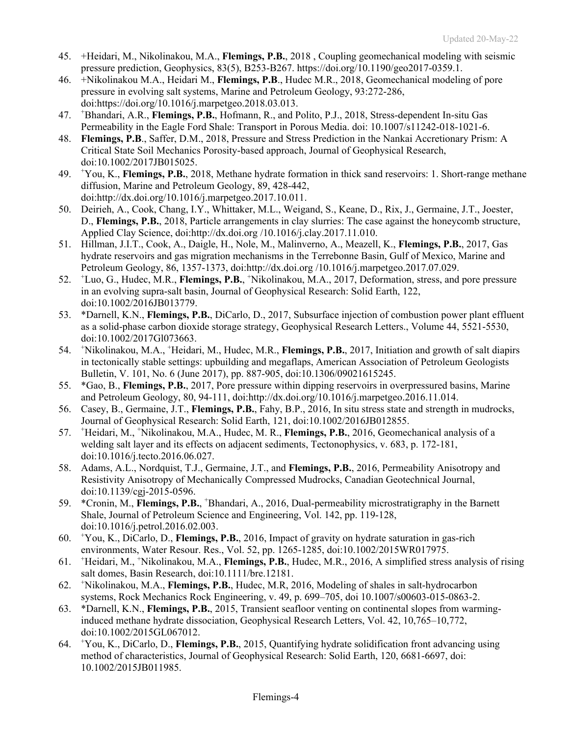45. +Heidari, M., Nikolinakou, M.A., **Flemings, P.B.**, 2018 , Coupling geomechanical modeling with seismic pressure prediction, Geophysics, 83(5), B253-B267. https://doi.org/10.1190/geo2017-0359.1.
46. +Nikolinakou M.A., Heidari M., **Flemings, P.B**., Hudec M.R., 2018, Geomechanical modeling of pore pressure in evolving salt systems, Marine and Petroleum Geology, 93:272-286, doi:https://doi.org/10.1016/j.marpetgeo.2018.03.013.
47. [+]Bhandari, A.R., **Flemings, P.B.**, Hofmann, R., and Polito, P.J., 2018, Stress-dependent In-situ Gas Permeability in the Eagle Ford Shale: Transport in Porous Media. doi: 10.1007/s11242-018-1021-6.
48. **Flemings, P.B**., Saffer, D.M., 2018, Pressure and Stress Prediction in the Nankai Accretionary Prism: A Critical State Soil Mechanics Porosity-based approach, Journal of Geophysical Research, doi:10.1002/2017JB015025.
49. [+]You, K., **Flemings, P.B.**, 2018, Methane hydrate formation in thick sand reservoirs: 1. Short-range methane diffusion, Marine and Petroleum Geology, 89, 428-442, doi:http://dx.doi.org/10.1016/j.marpetgeo.2017.10.011.
50. Deirieh, A., Cook, Chang, I.Y., Whittaker, M.L., Weigand, S., Keane, D., Rix, J., Germaine, J.T., Joester, D., **Flemings, P.B.**, 2018, Particle arrangements in clay slurries: The case against the honeycomb structure, Applied Clay Science, doi:http://dx.doi.org /10.1016/j.clay.2017.11.010.
51. Hillman, J.I.T., Cook, A., Daigle, H., Nole, M., Malinverno, A., Meazell, K., **Flemings, P.B.**, 2017, Gas hydrate reservoirs and gas migration mechanisms in the Terrebonne Basin, Gulf of Mexico, Marine and Petroleum Geology, 86, 1357-1373, doi:http://dx.doi.org /10.1016/j.marpetgeo.2017.07.029.
52. [+]Luo, G., Hudec, M.R., **Flemings, P.B.**, [+]Nikolinakou, M.A., 2017, Deformation, stress, and pore pressure in an evolving supra-salt basin, Journal of Geophysical Research: Solid Earth, 122, doi:10.1002/2016JB013779.
53. *Darnell, K.N., **Flemings, P.B.**, DiCarlo, D., 2017, Subsurface injection of combustion power plant effluent as a solid-phase carbon dioxide storage strategy, Geophysical Research Letters., Volume 44, 5521-5530, doi:10.1002/2017Gl073663.
54. [+]Nikolinakou, M.A., [+]Heidari, M., Hudec, M.R., **Flemings, P.B.**, 2017, Initiation and growth of salt diapirs in tectonically stable settings: upbuilding and megaflaps, American Association of Petroleum Geologists Bulletin, V. 101, No. 6 (June 2017), pp. 887-905, doi:10.1306/09021615245.
55. *Gao, B., **Flemings, P.B.**, 2017, Pore pressure within dipping reservoirs in overpressured basins, Marine and Petroleum Geology, 80, 94-111, doi:http://dx.doi.org/10.1016/j.marpetgeo.2016.11.014.
56. Casey, B., Germaine, J.T., **Flemings, P.B.**, Fahy, B.P., 2016, In situ stress state and strength in mudrocks, Journal of Geophysical Research: Solid Earth, 121, doi:10.1002/2016JB012855.
57. [+]Heidari, M., [+]Nikolinakou, M.A., Hudec, M. R., **Flemings, P.B.**, 2016, Geomechanical analysis of a welding salt layer and its effects on adjacent sediments, Tectonophysics, v. 683, p. 172-181, doi:10.1016/j.tecto.2016.06.027.
58. Adams, A.L., Nordquist, T.J., Germaine, J.T., and **Flemings, P.B.**, 2016, Permeability Anisotropy and Resistivity Anisotropy of Mechanically Compressed Mudrocks, Canadian Geotechnical Journal, doi:10.1139/cgj-2015-0596.
59. *Cronin, M., **Flemings, P.B.**, [+]Bhandari, A., 2016, Dual-permeability microstratigraphy in the Barnett Shale, Journal of Petroleum Science and Engineering, Vol. 142, pp. 119-128, doi:10.1016/j.petrol.2016.02.003.
60. [+]You, K., DiCarlo, D., **Flemings, P.B.**, 2016, Impact of gravity on hydrate saturation in gas-rich environments, Water Resour. Res., Vol. 52, pp. 1265-1285, doi:10.1002/2015WR017975.
61. [+]Heidari, M., [+]Nikolinakou, M.A., **Flemings, P.B.**, Hudec, M.R., 2016, A simplified stress analysis of rising salt domes, Basin Research, doi:10.1111/bre.12181.
62. [+]Nikolinakou, M.A., **Flemings, P.B.**, Hudec, M.R, 2016, Modeling of shales in salt-hydrocarbon systems, Rock Mechanics Rock Engineering, v. 49, p. 699–705, doi 10.1007/s00603-015-0863-2.
63. *Darnell, K.N., **Flemings, P.B.**, 2015, Transient seafloor venting on continental slopes from warming-induced methane hydrate dissociation, Geophysical Research Letters, Vol. 42, 10,765–10,772, doi:10.1002/2015GL067012.
64. [+]You, K., DiCarlo, D., **Flemings, P.B.**, 2015, Quantifying hydrate solidification front advancing using method of characteristics, Journal of Geophysical Research: Solid Earth, 120, 6681-6697, doi: 10.1002/2015JB011985.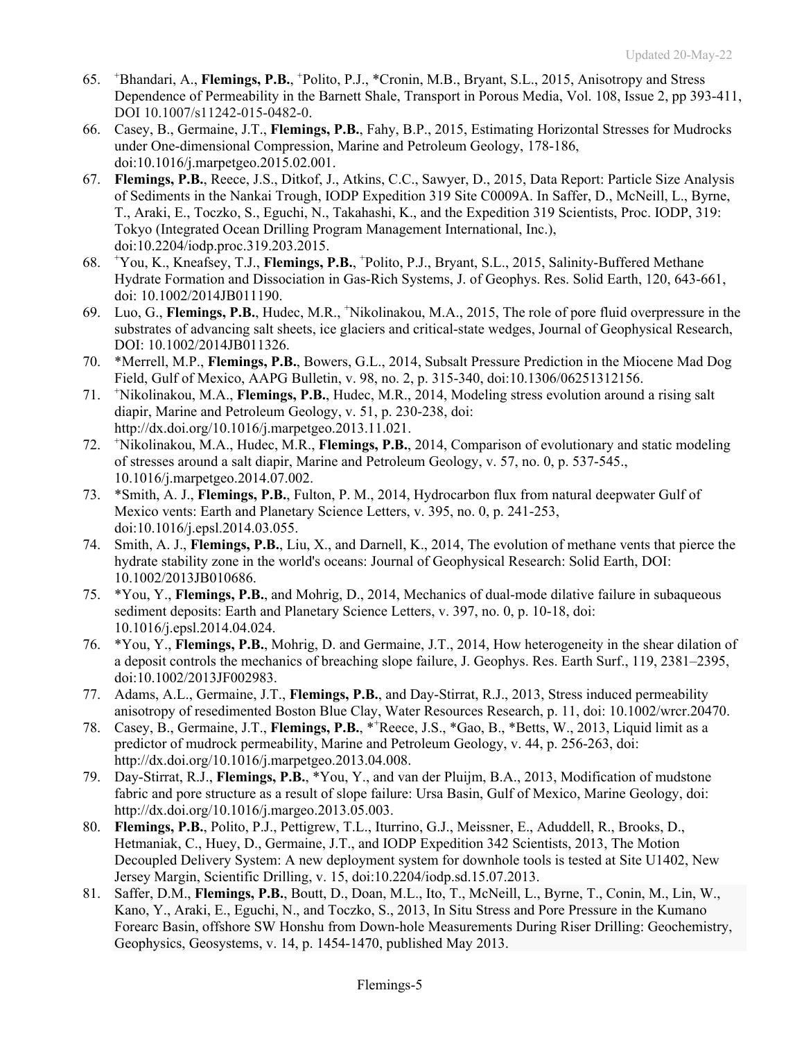65. [+]Bhandari, A., **Flemings, P.B.**, [+]Polito, P.J., *Cronin, M.B., Bryant, S.L., 2015, Anisotropy and Stress Dependence of Permeability in the Barnett Shale, Transport in Porous Media, Vol. 108, Issue 2, pp 393-411, DOI 10.1007/s11242-015-0482-0.
66. Casey, B., Germaine, J.T., **Flemings, P.B.**, Fahy, B.P., 2015, Estimating Horizontal Stresses for Mudrocks under One-dimensional Compression, Marine and Petroleum Geology, 178-186, doi:10.1016/j.marpetgeo.2015.02.001.
67. **Flemings, P.B.**, Reece, J.S., Ditkof, J., Atkins, C.C., Sawyer, D., 2015, Data Report: Particle Size Analysis of Sediments in the Nankai Trough, IODP Expedition 319 Site C0009A. In Saffer, D., McNeill, L., Byrne, T., Araki, E., Toczko, S., Eguchi, N., Takahashi, K., and the Expedition 319 Scientists, Proc. IODP, 319: Tokyo (Integrated Ocean Drilling Program Management International, Inc.), doi:10.2204/iodp.proc.319.203.2015.
68. [+]You, K., Kneafsey, T.J., **Flemings, P.B.**, [+]Polito, P.J., Bryant, S.L., 2015, Salinity-Buffered Methane Hydrate Formation and Dissociation in Gas-Rich Systems, J. of Geophys. Res. Solid Earth, 120, 643-661, doi: 10.1002/2014JB011190.
69. Luo, G., **Flemings, P.B.**, Hudec, M.R., [+]Nikolinakou, M.A., 2015, The role of pore fluid overpressure in the substrates of advancing salt sheets, ice glaciers and critical-state wedges, Journal of Geophysical Research, DOI: 10.1002/2014JB011326.
70. *Merrell, M.P., **Flemings, P.B.**, Bowers, G.L., 2014, Subsalt Pressure Prediction in the Miocene Mad Dog Field, Gulf of Mexico, AAPG Bulletin, v. 98, no. 2, p. 315-340, doi:10.1306/06251312156.
71. [+]Nikolinakou, M.A., **Flemings, P.B.**, Hudec, M.R., 2014, Modeling stress evolution around a rising salt diapir, Marine and Petroleum Geology, v. 51, p. 230-238, doi: http://dx.doi.org/10.1016/j.marpetgeo.2013.11.021.
72. [+]Nikolinakou, M.A., Hudec, M.R., **Flemings, P.B.**, 2014, Comparison of evolutionary and static modeling of stresses around a salt diapir, Marine and Petroleum Geology, v. 57, no. 0, p. 537-545., 10.1016/j.marpetgeo.2014.07.002.
73. *Smith, A. J., **Flemings, P.B.**, Fulton, P. M., 2014, Hydrocarbon flux from natural deepwater Gulf of Mexico vents: Earth and Planetary Science Letters, v. 395, no. 0, p. 241-253, doi:10.1016/j.epsl.2014.03.055.
74. Smith, A. J., **Flemings, P.B.**, Liu, X., and Darnell, K., 2014, The evolution of methane vents that pierce the hydrate stability zone in the world's oceans: Journal of Geophysical Research: Solid Earth, DOI: 10.1002/2013JB010686.
75. *You, Y., **Flemings, P.B.**, and Mohrig, D., 2014, Mechanics of dual-mode dilative failure in subaqueous sediment deposits: Earth and Planetary Science Letters, v. 397, no. 0, p. 10-18, doi: 10.1016/j.epsl.2014.04.024.
76. *You, Y., **Flemings, P.B.**, Mohrig, D. and Germaine, J.T., 2014, How heterogeneity in the shear dilation of a deposit controls the mechanics of breaching slope failure, J. Geophys. Res. Earth Surf., 119, 2381–2395, doi:10.1002/2013JF002983.
77. Adams, A.L., Germaine, J.T., **Flemings, P.B.**, and Day-Stirrat, R.J., 2013, Stress induced permeability anisotropy of resedimented Boston Blue Clay, Water Resources Research, p. 11, doi: 10.1002/wrcr.20470.
78. Casey, B., Germaine, J.T., **Flemings, P.B.**, *[+]Reece, J.S., *Gao, B., *Betts, W., 2013, Liquid limit as a predictor of mudrock permeability, Marine and Petroleum Geology, v. 44, p. 256-263, doi: http://dx.doi.org/10.1016/j.marpetgeo.2013.04.008.
79. Day-Stirrat, R.J., **Flemings, P.B.**, *You, Y., and van der Pluijm, B.A., 2013, Modification of mudstone fabric and pore structure as a result of slope failure: Ursa Basin, Gulf of Mexico, Marine Geology, doi: http://dx.doi.org/10.1016/j.margeo.2013.05.003.
80. **Flemings, P.B.**, Polito, P.J., Pettigrew, T.L., Iturrino, G.J., Meissner, E., Aduddell, R., Brooks, D., Hetmaniak, C., Huey, D., Germaine, J.T., and IODP Expedition 342 Scientists, 2013, The Motion Decoupled Delivery System: A new deployment system for downhole tools is tested at Site U1402, New Jersey Margin, Scientific Drilling, v. 15, doi:10.2204/iodp.sd.15.07.2013.
81. Saffer, D.M., **Flemings, P.B.**, Boutt, D., Doan, M.L., Ito, T., McNeill, L., Byrne, T., Conin, M., Lin, W., Kano, Y., Araki, E., Eguchi, N., and Toczko, S., 2013, In Situ Stress and Pore Pressure in the Kumano Forearc Basin, offshore SW Honshu from Down-hole Measurements During Riser Drilling: Geochemistry, Geophysics, Geosystems, v. 14, p. 1454-1470, published May 2013.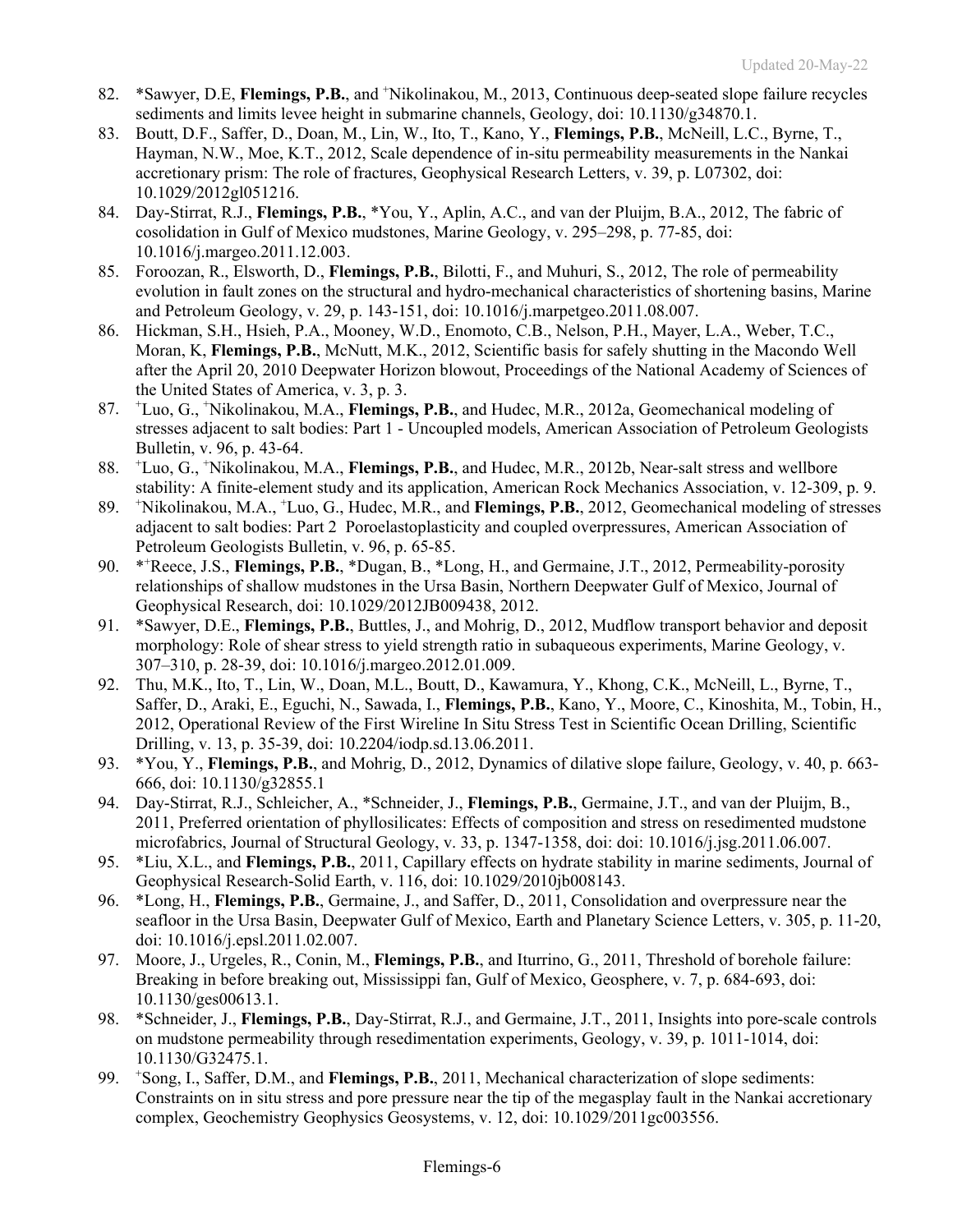82. *Sawyer, D.E, **Flemings, P.B.**, and [+]Nikolinakou, M., 2013, Continuous deep-seated slope failure recycles sediments and limits levee height in submarine channels, Geology, doi: 10.1130/g34870.1.
83. Boutt, D.F., Saffer, D., Doan, M., Lin, W., Ito, T., Kano, Y., **Flemings, P.B.**, McNeill, L.C., Byrne, T., Hayman, N.W., Moe, K.T., 2012, Scale dependence of in-situ permeability measurements in the Nankai accretionary prism: The role of fractures, Geophysical Research Letters, v. 39, p. L07302, doi: 10.1029/2012gl051216.
84. Day-Stirrat, R.J., **Flemings, P.B.**, *You, Y., Aplin, A.C., and van der Pluijm, B.A., 2012, The fabric of cosolidation in Gulf of Mexico mudstones, Marine Geology, v. 295–298, p. 77-85, doi: 10.1016/j.margeo.2011.12.003.
85. Foroozan, R., Elsworth, D., **Flemings, P.B.**, Bilotti, F., and Muhuri, S., 2012, The role of permeability evolution in fault zones on the structural and hydro-mechanical characteristics of shortening basins, Marine and Petroleum Geology, v. 29, p. 143-151, doi: 10.1016/j.marpetgeo.2011.08.007.
86. Hickman, S.H., Hsieh, P.A., Mooney, W.D., Enomoto, C.B., Nelson, P.H., Mayer, L.A., Weber, T.C., Moran, K, **Flemings, P.B.**, McNutt, M.K., 2012, Scientific basis for safely shutting in the Macondo Well after the April 20, 2010 Deepwater Horizon blowout, Proceedings of the National Academy of Sciences of the United States of America, v. 3, p. 3.
87. [+]Luo, G., [+]Nikolinakou, M.A., **Flemings, P.B.**, and Hudec, M.R., 2012a, Geomechanical modeling of stresses adjacent to salt bodies: Part 1 - Uncoupled models, American Association of Petroleum Geologists Bulletin, v. 96, p. 43-64.
88. [+]Luo, G., [+]Nikolinakou, M.A., **Flemings, P.B.**, and Hudec, M.R., 2012b, Near-salt stress and wellbore stability: A finite-element study and its application, American Rock Mechanics Association, v. 12-309, p. 9.
89. [+]Nikolinakou, M.A., [+]Luo, G., Hudec, M.R., and **Flemings, P.B.**, 2012, Geomechanical modeling of stresses adjacent to salt bodies: Part 2 Poroelastoplasticity and coupled overpressures, American Association of Petroleum Geologists Bulletin, v. 96, p. 65-85.
90. *[+]Reece, J.S., **Flemings, P.B.**, *Dugan, B., *Long, H., and Germaine, J.T., 2012, Permeability-porosity relationships of shallow mudstones in the Ursa Basin, Northern Deepwater Gulf of Mexico, Journal of Geophysical Research, doi: 10.1029/2012JB009438, 2012.
91. *Sawyer, D.E., **Flemings, P.B.**, Buttles, J., and Mohrig, D., 2012, Mudflow transport behavior and deposit morphology: Role of shear stress to yield strength ratio in subaqueous experiments, Marine Geology, v. 307–310, p. 28-39, doi: 10.1016/j.margeo.2012.01.009.
92. Thu, M.K., Ito, T., Lin, W., Doan, M.L., Boutt, D., Kawamura, Y., Khong, C.K., McNeill, L., Byrne, T., Saffer, D., Araki, E., Eguchi, N., Sawada, I., **Flemings, P.B.**, Kano, Y., Moore, C., Kinoshita, M., Tobin, H., 2012, Operational Review of the First Wireline In Situ Stress Test in Scientific Ocean Drilling, Scientific Drilling, v. 13, p. 35-39, doi: 10.2204/iodp.sd.13.06.2011.
93. *You, Y., **Flemings, P.B.**, and Mohrig, D., 2012, Dynamics of dilative slope failure, Geology, v. 40, p. 663-666, doi: 10.1130/g32855.1
94. Day-Stirrat, R.J., Schleicher, A., *Schneider, J., **Flemings, P.B.**, Germaine, J.T., and van der Pluijm, B., 2011, Preferred orientation of phyllosilicates: Effects of composition and stress on resedimented mudstone microfabrics, Journal of Structural Geology, v. 33, p. 1347-1358, doi: doi: 10.1016/j.jsg.2011.06.007.
95. *Liu, X.L., and **Flemings, P.B.**, 2011, Capillary effects on hydrate stability in marine sediments, Journal of Geophysical Research-Solid Earth, v. 116, doi: 10.1029/2010jb008143.
96. *Long, H., **Flemings, P.B.**, Germaine, J., and Saffer, D., 2011, Consolidation and overpressure near the seafloor in the Ursa Basin, Deepwater Gulf of Mexico, Earth and Planetary Science Letters, v. 305, p. 11-20, doi: 10.1016/j.epsl.2011.02.007.
97. Moore, J., Urgeles, R., Conin, M., **Flemings, P.B.**, and Iturrino, G., 2011, Threshold of borehole failure: Breaking in before breaking out, Mississippi fan, Gulf of Mexico, Geosphere, v. 7, p. 684-693, doi: 10.1130/ges00613.1.
98. *Schneider, J., **Flemings, P.B.**, Day-Stirrat, R.J., and Germaine, J.T., 2011, Insights into pore-scale controls on mudstone permeability through resedimentation experiments, Geology, v. 39, p. 1011-1014, doi: 10.1130/G32475.1.
99. [+]Song, I., Saffer, D.M., and **Flemings, P.B.**, 2011, Mechanical characterization of slope sediments: Constraints on in situ stress and pore pressure near the tip of the megasplay fault in the Nankai accretionary complex, Geochemistry Geophysics Geosystems, v. 12, doi: 10.1029/2011gc003556.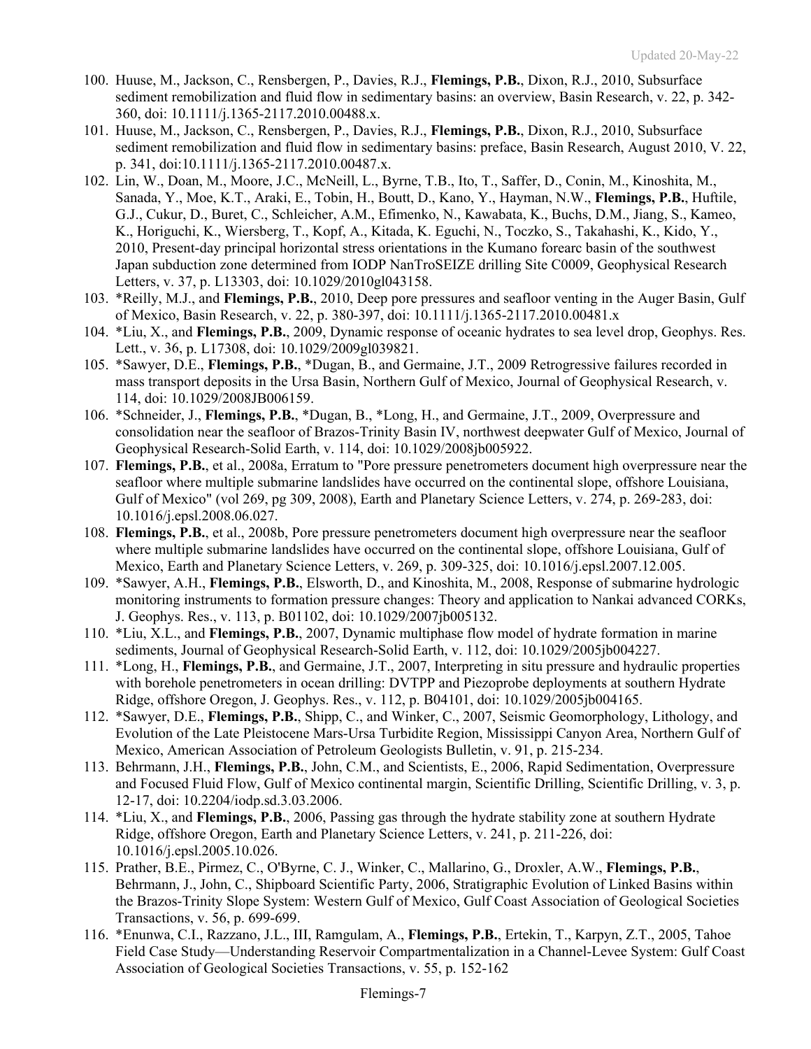100. Huuse, M., Jackson, C., Rensbergen, P., Davies, R.J., **Flemings, P.B.**, Dixon, R.J., 2010, Subsurface sediment remobilization and fluid flow in sedimentary basins: an overview, Basin Research, v. 22, p. 342-360, doi: 10.1111/j.1365-2117.2010.00488.x.
101. Huuse, M., Jackson, C., Rensbergen, P., Davies, R.J., **Flemings, P.B.**, Dixon, R.J., 2010, Subsurface sediment remobilization and fluid flow in sedimentary basins: preface, Basin Research, August 2010, V. 22, p. 341, doi:10.1111/j.1365-2117.2010.00487.x.
102. Lin, W., Doan, M., Moore, J.C., McNeill, L., Byrne, T.B., Ito, T., Saffer, D., Conin, M., Kinoshita, M., Sanada, Y., Moe, K.T., Araki, E., Tobin, H., Boutt, D., Kano, Y., Hayman, N.W., **Flemings, P.B.**, Huftile, G.J., Cukur, D., Buret, C., Schleicher, A.M., Efimenko, N., Kawabata, K., Buchs, D.M., Jiang, S., Kameo, K., Horiguchi, K., Wiersberg, T., Kopf, A., Kitada, K. Eguchi, N., Toczko, S., Takahashi, K., Kido, Y., 2010, Present-day principal horizontal stress orientations in the Kumano forearc basin of the southwest Japan subduction zone determined from IODP NanTroSEIZE drilling Site C0009, Geophysical Research Letters, v. 37, p. L13303, doi: 10.1029/2010gl043158.
103. *Reilly, M.J., and **Flemings, P.B.**, 2010, Deep pore pressures and seafloor venting in the Auger Basin, Gulf of Mexico, Basin Research, v. 22, p. 380-397, doi: 10.1111/j.1365-2117.2010.00481.x
104. *Liu, X., and **Flemings, P.B.**, 2009, Dynamic response of oceanic hydrates to sea level drop, Geophys. Res. Lett., v. 36, p. L17308, doi: 10.1029/2009gl039821.
105. *Sawyer, D.E., **Flemings, P.B.**, *Dugan, B., and Germaine, J.T., 2009 Retrogressive failures recorded in mass transport deposits in the Ursa Basin, Northern Gulf of Mexico, Journal of Geophysical Research, v. 114, doi: 10.1029/2008JB006159.
106. *Schneider, J., **Flemings, P.B.**, *Dugan, B., *Long, H., and Germaine, J.T., 2009, Overpressure and consolidation near the seafloor of Brazos-Trinity Basin IV, northwest deepwater Gulf of Mexico, Journal of Geophysical Research-Solid Earth, v. 114, doi: 10.1029/2008jb005922.
107. **Flemings, P.B.**, et al., 2008a, Erratum to "Pore pressure penetrometers document high overpressure near the seafloor where multiple submarine landslides have occurred on the continental slope, offshore Louisiana, Gulf of Mexico" (vol 269, pg 309, 2008), Earth and Planetary Science Letters, v. 274, p. 269-283, doi: 10.1016/j.epsl.2008.06.027.
108. **Flemings, P.B.**, et al., 2008b, Pore pressure penetrometers document high overpressure near the seafloor where multiple submarine landslides have occurred on the continental slope, offshore Louisiana, Gulf of Mexico, Earth and Planetary Science Letters, v. 269, p. 309-325, doi: 10.1016/j.epsl.2007.12.005.
109. *Sawyer, A.H., **Flemings, P.B.**, Elsworth, D., and Kinoshita, M., 2008, Response of submarine hydrologic monitoring instruments to formation pressure changes: Theory and application to Nankai advanced CORKs, J. Geophys. Res., v. 113, p. B01102, doi: 10.1029/2007jb005132.
110. *Liu, X.L., and **Flemings, P.B.**, 2007, Dynamic multiphase flow model of hydrate formation in marine sediments, Journal of Geophysical Research-Solid Earth, v. 112, doi: 10.1029/2005jb004227.
111. *Long, H., **Flemings, P.B.**, and Germaine, J.T., 2007, Interpreting in situ pressure and hydraulic properties with borehole penetrometers in ocean drilling: DVTPP and Piezoprobe deployments at southern Hydrate Ridge, offshore Oregon, J. Geophys. Res., v. 112, p. B04101, doi: 10.1029/2005jb004165.
112. *Sawyer, D.E., **Flemings, P.B.**, Shipp, C., and Winker, C., 2007, Seismic Geomorphology, Lithology, and Evolution of the Late Pleistocene Mars-Ursa Turbidite Region, Mississippi Canyon Area, Northern Gulf of Mexico, American Association of Petroleum Geologists Bulletin, v. 91, p. 215-234.
113. Behrmann, J.H., **Flemings, P.B.**, John, C.M., and Scientists, E., 2006, Rapid Sedimentation, Overpressure and Focused Fluid Flow, Gulf of Mexico continental margin, Scientific Drilling, Scientific Drilling, v. 3, p. 12-17, doi: 10.2204/iodp.sd.3.03.2006.
114. *Liu, X., and **Flemings, P.B.**, 2006, Passing gas through the hydrate stability zone at southern Hydrate Ridge, offshore Oregon, Earth and Planetary Science Letters, v. 241, p. 211-226, doi: 10.1016/j.epsl.2005.10.026.
115. Prather, B.E., Pirmez, C., O'Byrne, C. J., Winker, C., Mallarino, G., Droxler, A.W., **Flemings, P.B.**, Behrmann, J., John, C., Shipboard Scientific Party, 2006, Stratigraphic Evolution of Linked Basins within the Brazos-Trinity Slope System: Western Gulf of Mexico, Gulf Coast Association of Geological Societies Transactions, v. 56, p. 699-699.
116. *Enunwa, C.I., Razzano, J.L., III, Ramgulam, A., **Flemings, P.B.**, Ertekin, T., Karpyn, Z.T., 2005, Tahoe Field Case Study—Understanding Reservoir Compartmentalization in a Channel-Levee System: Gulf Coast Association of Geological Societies Transactions, v. 55, p. 152-162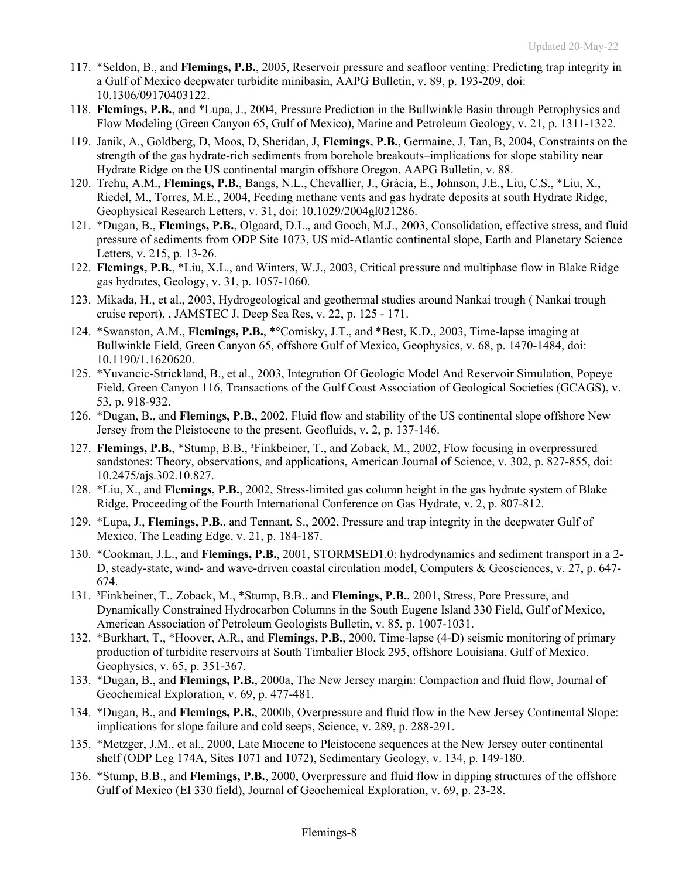117. *Seldon, B., and **Flemings, P.B.**, 2005, Reservoir pressure and seafloor venting: Predicting trap integrity in a Gulf of Mexico deepwater turbidite minibasin, AAPG Bulletin, v. 89, p. 193-209, doi: 10.1306/09170403122.
118. **Flemings, P.B.**, and *Lupa, J., 2004, Pressure Prediction in the Bullwinkle Basin through Petrophysics and Flow Modeling (Green Canyon 65, Gulf of Mexico), Marine and Petroleum Geology, v. 21, p. 1311-1322.
119. Janik, A., Goldberg, D, Moos, D, Sheridan, J, **Flemings, P.B.**, Germaine, J, Tan, B, 2004, Constraints on the strength of the gas hydrate-rich sediments from borehole breakouts–implications for slope stability near Hydrate Ridge on the US continental margin offshore Oregon, AAPG Bulletin, v. 88.
120. Trehu, A.M., **Flemings, P.B.**, Bangs, N.L., Chevallier, J., Gràcia, E., Johnson, J.E., Liu, C.S., *Liu, X., Riedel, M., Torres, M.E., 2004, Feeding methane vents and gas hydrate deposits at south Hydrate Ridge, Geophysical Research Letters, v. 31, doi: 10.1029/2004gl021286.
121. *Dugan, B., **Flemings, P.B.**, Olgaard, D.L., and Gooch, M.J., 2003, Consolidation, effective stress, and fluid pressure of sediments from ODP Site 1073, US mid-Atlantic continental slope, Earth and Planetary Science Letters, v. 215, p. 13-26.
122. **Flemings, P.B.**, *Liu, X.L., and Winters, W.J., 2003, Critical pressure and multiphase flow in Blake Ridge gas hydrates, Geology, v. 31, p. 1057-1060.
123. Mikada, H., et al., 2003, Hydrogeological and geothermal studies around Nankai trough ( Nankai trough cruise report), , JAMSTEC J. Deep Sea Res, v. 22, p. 125 - 171.
124. *Swanston, A.M., **Flemings, P.B.**, *°Comisky, J.T., and *Best, K.D., 2003, Time-lapse imaging at Bullwinkle Field, Green Canyon 65, offshore Gulf of Mexico, Geophysics, v. 68, p. 1470-1484, doi: 10.1190/1.1620620.
125. *Yuvancic-Strickland, B., et al., 2003, Integration Of Geologic Model And Reservoir Simulation, Popeye Field, Green Canyon 116, Transactions of the Gulf Coast Association of Geological Societies (GCAGS), v. 53, p. 918-932.
126. *Dugan, B., and **Flemings, P.B.**, 2002, Fluid flow and stability of the US continental slope offshore New Jersey from the Pleistocene to the present, Geofluids, v. 2, p. 137-146.
127. **Flemings, P.B.**, *Stump, B.B., [3]Finkbeiner, T., and Zoback, M., 2002, Flow focusing in overpressured sandstones: Theory, observations, and applications, American Journal of Science, v. 302, p. 827-855, doi: 10.2475/ajs.302.10.827.
128. *Liu, X., and **Flemings, P.B.**, 2002, Stress-limited gas column height in the gas hydrate system of Blake Ridge, Proceeding of the Fourth International Conference on Gas Hydrate, v. 2, p. 807-812.
129. *Lupa, J., **Flemings, P.B.**, and Tennant, S., 2002, Pressure and trap integrity in the deepwater Gulf of Mexico, The Leading Edge, v. 21, p. 184-187.
130. *Cookman, J.L., and **Flemings, P.B.**, 2001, STORMSED1.0: hydrodynamics and sediment transport in a 2-D, steady-state, wind- and wave-driven coastal circulation model, Computers & Geosciences, v. 27, p. 647-674.
131. [3]Finkbeiner, T., Zoback, M., *Stump, B.B., and **Flemings, P.B.**, 2001, Stress, Pore Pressure, and Dynamically Constrained Hydrocarbon Columns in the South Eugene Island 330 Field, Gulf of Mexico, American Association of Petroleum Geologists Bulletin, v. 85, p. 1007-1031.
132. *Burkhart, T., *Hoover, A.R., and **Flemings, P.B.**, 2000, Time-lapse (4-D) seismic monitoring of primary production of turbidite reservoirs at South Timbalier Block 295, offshore Louisiana, Gulf of Mexico, Geophysics, v. 65, p. 351-367.
133. *Dugan, B., and **Flemings, P.B.**, 2000a, The New Jersey margin: Compaction and fluid flow, Journal of Geochemical Exploration, v. 69, p. 477-481.
134. *Dugan, B., and **Flemings, P.B.**, 2000b, Overpressure and fluid flow in the New Jersey Continental Slope: implications for slope failure and cold seeps, Science, v. 289, p. 288-291.
135. *Metzger, J.M., et al., 2000, Late Miocene to Pleistocene sequences at the New Jersey outer continental shelf (ODP Leg 174A, Sites 1071 and 1072), Sedimentary Geology, v. 134, p. 149-180.
136. *Stump, B.B., and **Flemings, P.B.**, 2000, Overpressure and fluid flow in dipping structures of the offshore Gulf of Mexico (EI 330 field), Journal of Geochemical Exploration, v. 69, p. 23-28.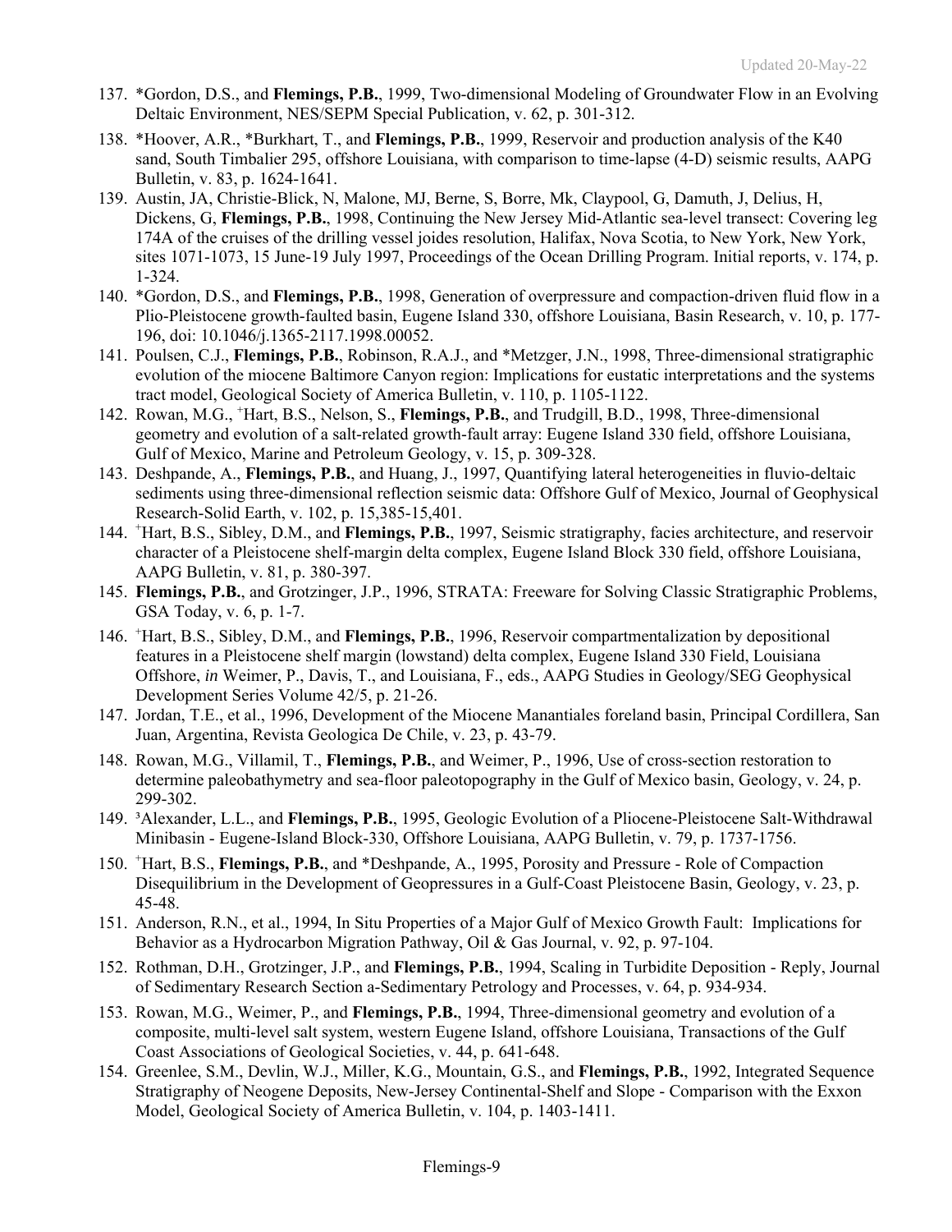137. *Gordon, D.S., and **Flemings, P.B.**, 1999, Two-dimensional Modeling of Groundwater Flow in an Evolving Deltaic Environment, NES/SEPM Special Publication, v. 62, p. 301-312.

138. *Hoover, A.R., *Burkhart, T., and **Flemings, P.B.**, 1999, Reservoir and production analysis of the K40 sand, South Timbalier 295, offshore Louisiana, with comparison to time-lapse (4-D) seismic results, AAPG Bulletin, v. 83, p. 1624-1641.

139. Austin, JA, Christie-Blick, N, Malone, MJ, Berne, S, Borre, Mk, Claypool, G, Damuth, J, Delius, H, Dickens, G, **Flemings, P.B.**, 1998, Continuing the New Jersey Mid-Atlantic sea-level transect: Covering leg 174A of the cruises of the drilling vessel joides resolution, Halifax, Nova Scotia, to New York, New York, sites 1071-1073, 15 June-19 July 1997, Proceedings of the Ocean Drilling Program. Initial reports, v. 174, p. 1-324.

140. *Gordon, D.S., and **Flemings, P.B.**, 1998, Generation of overpressure and compaction-driven fluid flow in a Plio-Pleistocene growth-faulted basin, Eugene Island 330, offshore Louisiana, Basin Research, v. 10, p. 177-196, doi: 10.1046/j.1365-2117.1998.00052.

141. Poulsen, C.J., **Flemings, P.B.**, Robinson, R.A.J., and *Metzger, J.N., 1998, Three-dimensional stratigraphic evolution of the miocene Baltimore Canyon region: Implications for eustatic interpretations and the systems tract model, Geological Society of America Bulletin, v. 110, p. 1105-1122.

142. Rowan, M.G., +Hart, B.S., Nelson, S., **Flemings, P.B.**, and Trudgill, B.D., 1998, Three-dimensional geometry and evolution of a salt-related growth-fault array: Eugene Island 330 field, offshore Louisiana, Gulf of Mexico, Marine and Petroleum Geology, v. 15, p. 309-328.

143. Deshpande, A., **Flemings, P.B.**, and Huang, J., 1997, Quantifying lateral heterogeneities in fluvio-deltaic sediments using three-dimensional reflection seismic data: Offshore Gulf of Mexico, Journal of Geophysical Research-Solid Earth, v. 102, p. 15,385-15,401.

144. +Hart, B.S., Sibley, D.M., and **Flemings, P.B.**, 1997, Seismic stratigraphy, facies architecture, and reservoir character of a Pleistocene shelf-margin delta complex, Eugene Island Block 330 field, offshore Louisiana, AAPG Bulletin, v. 81, p. 380-397.

145. **Flemings, P.B.**, and Grotzinger, J.P., 1996, STRATA: Freeware for Solving Classic Stratigraphic Problems, GSA Today, v. 6, p. 1-7.

146. +Hart, B.S., Sibley, D.M., and **Flemings, P.B.**, 1996, Reservoir compartmentalization by depositional features in a Pleistocene shelf margin (lowstand) delta complex, Eugene Island 330 Field, Louisiana Offshore, *in* Weimer, P., Davis, T., and Louisiana, F., eds., AAPG Studies in Geology/SEG Geophysical Development Series Volume 42/5, p. 21-26.

147. Jordan, T.E., et al., 1996, Development of the Miocene Manantiales foreland basin, Principal Cordillera, San Juan, Argentina, Revista Geologica De Chile, v. 23, p. 43-79.

148. Rowan, M.G., Villamil, T., **Flemings, P.B.**, and Weimer, P., 1996, Use of cross-section restoration to determine paleobathymetry and sea-floor paleotopography in the Gulf of Mexico basin, Geology, v. 24, p. 299-302.

149. [3]Alexander, L.L., and **Flemings, P.B.**, 1995, Geologic Evolution of a Pliocene-Pleistocene Salt-Withdrawal Minibasin - Eugene-Island Block-330, Offshore Louisiana, AAPG Bulletin, v. 79, p. 1737-1756.

150. +Hart, B.S., **Flemings, P.B.**, and *Deshpande, A., 1995, Porosity and Pressure - Role of Compaction Disequilibrium in the Development of Geopressures in a Gulf-Coast Pleistocene Basin, Geology, v. 23, p. 45-48.

151. Anderson, R.N., et al., 1994, In Situ Properties of a Major Gulf of Mexico Growth Fault: Implications for Behavior as a Hydrocarbon Migration Pathway, Oil & Gas Journal, v. 92, p. 97-104.

152. Rothman, D.H., Grotzinger, J.P., and **Flemings, P.B.**, 1994, Scaling in Turbidite Deposition - Reply, Journal of Sedimentary Research Section a-Sedimentary Petrology and Processes, v. 64, p. 934-934.

153. Rowan, M.G., Weimer, P., and **Flemings, P.B.**, 1994, Three-dimensional geometry and evolution of a composite, multi-level salt system, western Eugene Island, offshore Louisiana, Transactions of the Gulf Coast Associations of Geological Societies, v. 44, p. 641-648.

154. Greenlee, S.M., Devlin, W.J., Miller, K.G., Mountain, G.S., and **Flemings, P.B.**, 1992, Integrated Sequence Stratigraphy of Neogene Deposits, New-Jersey Continental-Shelf and Slope - Comparison with the Exxon Model, Geological Society of America Bulletin, v. 104, p. 1403-1411.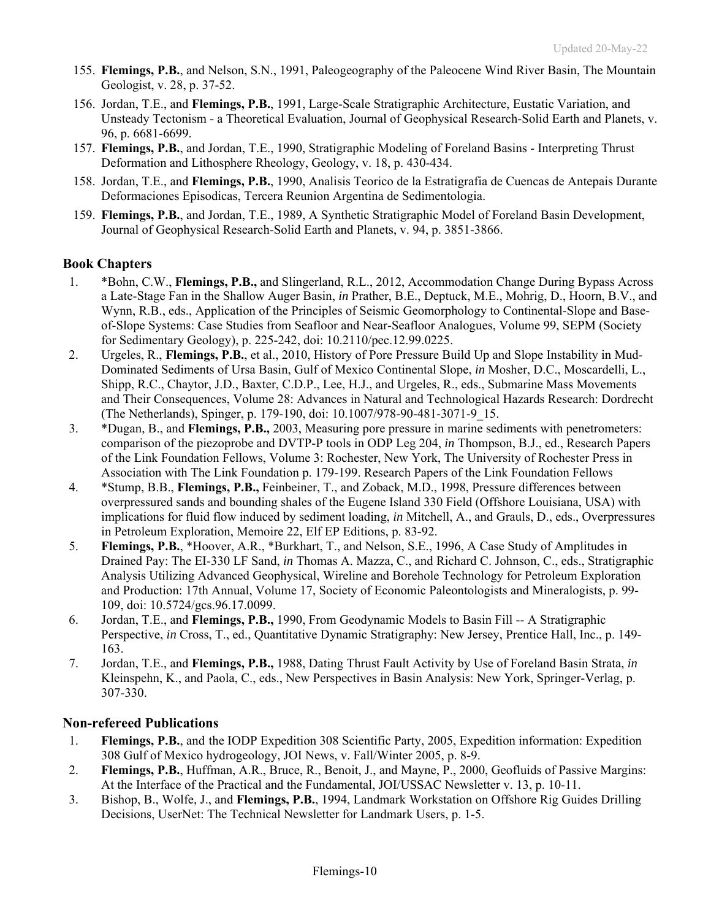155. **Flemings, P.B.**, and Nelson, S.N., 1991, Paleogeography of the Paleocene Wind River Basin, The Mountain Geologist, v. 28, p. 37-52.
156. Jordan, T.E., and **Flemings, P.B.**, 1991, Large-Scale Stratigraphic Architecture, Eustatic Variation, and Unsteady Tectonism - a Theoretical Evaluation, Journal of Geophysical Research-Solid Earth and Planets, v. 96, p. 6681-6699.
157. **Flemings, P.B.**, and Jordan, T.E., 1990, Stratigraphic Modeling of Foreland Basins - Interpreting Thrust Deformation and Lithosphere Rheology, Geology, v. 18, p. 430-434.
158. Jordan, T.E., and **Flemings, P.B.**, 1990, Analisis Teorico de la Estratigrafia de Cuencas de Antepais Durante Deformaciones Episodicas, Tercera Reunion Argentina de Sedimentologia.
159. **Flemings, P.B.**, and Jordan, T.E., 1989, A Synthetic Stratigraphic Model of Foreland Basin Development, Journal of Geophysical Research-Solid Earth and Planets, v. 94, p. 3851-3866.

## Book Chapters

1. *Bohn, C.W., **Flemings, P.B.,** and Slingerland, R.L., 2012, Accommodation Change During Bypass Across a Late-Stage Fan in the Shallow Auger Basin, *in* Prather, B.E., Deptuck, M.E., Mohrig, D., Hoorn, B.V., and Wynn, R.B., eds., Application of the Principles of Seismic Geomorphology to Continental-Slope and Base-of-Slope Systems: Case Studies from Seafloor and Near-Seafloor Analogues, Volume 99, SEPM (Society for Sedimentary Geology), p. 225-242, doi: 10.2110/pec.12.99.0225.
2. Urgeles, R., **Flemings, P.B.**, et al., 2010, History of Pore Pressure Build Up and Slope Instability in Mud-Dominated Sediments of Ursa Basin, Gulf of Mexico Continental Slope, *in* Mosher, D.C., Moscardelli, L., Shipp, R.C., Chaytor, J.D., Baxter, C.D.P., Lee, H.J., and Urgeles, R., eds., Submarine Mass Movements and Their Consequences, Volume 28: Advances in Natural and Technological Hazards Research: Dordrecht (The Netherlands), Spinger, p. 179-190, doi: 10.1007/978-90-481-3071-9_15.
3. *Dugan, B., and **Flemings, P.B.,** 2003, Measuring pore pressure in marine sediments with penetrometers: comparison of the piezoprobe and DVTP-P tools in ODP Leg 204, *in* Thompson, B.J., ed., Research Papers of the Link Foundation Fellows, Volume 3: Rochester, New York, The University of Rochester Press in Association with The Link Foundation p. 179-199. Research Papers of the Link Foundation Fellows
4. *Stump, B.B., **Flemings, P.B.,** Feinbeiner, T., and Zoback, M.D., 1998, Pressure differences between overpressured sands and bounding shales of the Eugene Island 330 Field (Offshore Louisiana, USA) with implications for fluid flow induced by sediment loading, *in* Mitchell, A., and Grauls, D., eds., Overpressures in Petroleum Exploration, Memoire 22, Elf EP Editions, p. 83-92.
5. **Flemings, P.B.**, *Hoover, A.R., *Burkhart, T., and Nelson, S.E., 1996, A Case Study of Amplitudes in Drained Pay: The EI-330 LF Sand, *in* Thomas A. Mazza, C., and Richard C. Johnson, C., eds., Stratigraphic Analysis Utilizing Advanced Geophysical, Wireline and Borehole Technology for Petroleum Exploration and Production: 17th Annual, Volume 17, Society of Economic Paleontologists and Mineralogists, p. 99-109, doi: 10.5724/gcs.96.17.0099.
6. Jordan, T.E., and **Flemings, P.B.,** 1990, From Geodynamic Models to Basin Fill -- A Stratigraphic Perspective, *in* Cross, T., ed., Quantitative Dynamic Stratigraphy: New Jersey, Prentice Hall, Inc., p. 149-163.
7. Jordan, T.E., and **Flemings, P.B.,** 1988, Dating Thrust Fault Activity by Use of Foreland Basin Strata, *in* Kleinspehn, K., and Paola, C., eds., New Perspectives in Basin Analysis: New York, Springer-Verlag, p. 307-330.

## Non-refereed Publications

1. **Flemings, P.B.**, and the IODP Expedition 308 Scientific Party, 2005, Expedition information: Expedition 308 Gulf of Mexico hydrogeology, JOI News, v. Fall/Winter 2005, p. 8-9.
2. **Flemings, P.B.**, Huffman, A.R., Bruce, R., Benoit, J., and Mayne, P., 2000, Geofluids of Passive Margins: At the Interface of the Practical and the Fundamental, JOI/USSAC Newsletter v. 13, p. 10-11.
3. Bishop, B., Wolfe, J., and **Flemings, P.B.**, 1994, Landmark Workstation on Offshore Rig Guides Drilling Decisions, UserNet: The Technical Newsletter for Landmark Users, p. 1-5.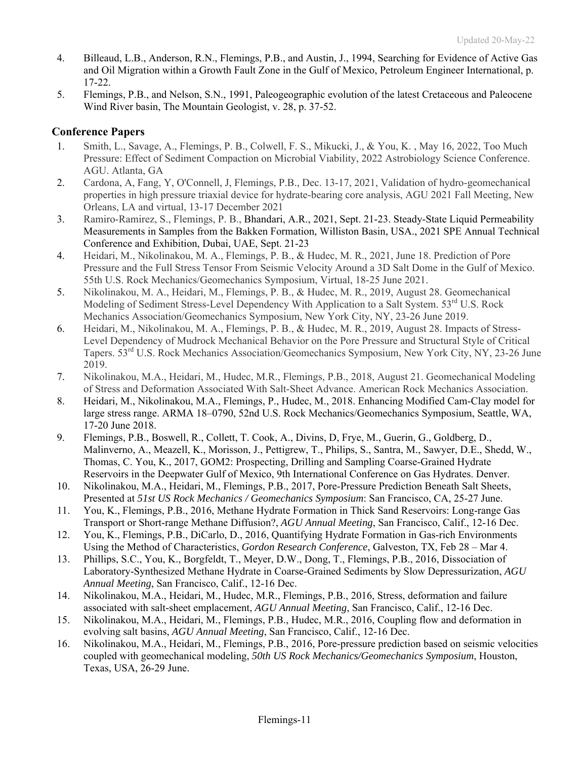4. Billeaud, L.B., Anderson, R.N., Flemings, P.B., and Austin, J., 1994, Searching for Evidence of Active Gas and Oil Migration within a Growth Fault Zone in the Gulf of Mexico, Petroleum Engineer International, p. 17-22.
5. Flemings, P.B., and Nelson, S.N., 1991, Paleogeographic evolution of the latest Cretaceous and Paleocene Wind River basin, The Mountain Geologist, v. 28, p. 37-52.

## Conference Papers

1. Smith, L., Savage, A., Flemings, P. B., Colwell, F. S., Mikucki, J., & You, K. , May 16, 2022, Too Much Pressure: Effect of Sediment Compaction on Microbial Viability, 2022 Astrobiology Science Conference. AGU. Atlanta, GA
2. Cardona, A, Fang, Y, O'Connell, J, Flemings, P.B., Dec. 13-17, 2021, Validation of hydro-geomechanical properties in high pressure triaxial device for hydrate-bearing core analysis, AGU 2021 Fall Meeting, New Orleans, LA and virtual, 13-17 December 2021
3. Ramiro-Ramirez, S., Flemings, P. B., Bhandari, A.R., 2021, Sept. 21-23. Steady-State Liquid Permeability Measurements in Samples from the Bakken Formation, Williston Basin, USA., 2021 SPE Annual Technical Conference and Exhibition, Dubai, UAE, Sept. 21-23
4. Heidari, M., Nikolinakou, M. A., Flemings, P. B., & Hudec, M. R., 2021, June 18. Prediction of Pore Pressure and the Full Stress Tensor From Seismic Velocity Around a 3D Salt Dome in the Gulf of Mexico. 55th U.S. Rock Mechanics/Geomechanics Symposium, Virtual, 18-25 June 2021.
5. Nikolinakou, M. A., Heidari, M., Flemings, P. B., & Hudec, M. R., 2019, August 28. Geomechanical Modeling of Sediment Stress-Level Dependency With Application to a Salt System. 53rd U.S. Rock Mechanics Association/Geomechanics Symposium, New York City, NY, 23-26 June 2019.
6. Heidari, M., Nikolinakou, M. A., Flemings, P. B., & Hudec, M. R., 2019, August 28. Impacts of Stress-Level Dependency of Mudrock Mechanical Behavior on the Pore Pressure and Structural Style of Critical Tapers. 53rd U.S. Rock Mechanics Association/Geomechanics Symposium, New York City, NY, 23-26 June 2019.
7. Nikolinakou, M.A., Heidari, M., Hudec, M.R., Flemings, P.B., 2018, August 21. Geomechanical Modeling of Stress and Deformation Associated With Salt-Sheet Advance. American Rock Mechanics Association.
8. Heidari, M., Nikolinakou, M.A., Flemings, P., Hudec, M., 2018. Enhancing Modified Cam-Clay model for large stress range. ARMA 18–0790, 52nd U.S. Rock Mechanics/Geomechanics Symposium, Seattle, WA, 17-20 June 2018.
9. Flemings, P.B., Boswell, R., Collett, T. Cook, A., Divins, D, Frye, M., Guerin, G., Goldberg, D., Malinverno, A., Meazell, K., Morisson, J., Pettigrew, T., Philips, S., Santra, M., Sawyer, D.E., Shedd, W., Thomas, C. You, K., 2017, GOM2: Prospecting, Drilling and Sampling Coarse-Grained Hydrate Reservoirs in the Deepwater Gulf of Mexico, 9th International Conference on Gas Hydrates. Denver.
10. Nikolinakou, M.A., Heidari, M., Flemings, P.B., 2017, Pore-Pressure Prediction Beneath Salt Sheets, Presented at *51st US Rock Mechanics / Geomechanics Symposium*: San Francisco, CA, 25-27 June.
11. You, K., Flemings, P.B., 2016, Methane Hydrate Formation in Thick Sand Reservoirs: Long-range Gas Transport or Short-range Methane Diffusion?, *AGU Annual Meeting*, San Francisco, Calif., 12-16 Dec.
12. You, K., Flemings, P.B., DiCarlo, D., 2016, Quantifying Hydrate Formation in Gas-rich Environments Using the Method of Characteristics, *Gordon Research Conference*, Galveston, TX, Feb 28 – Mar 4.
13. Phillips, S.C., You, K., Borgfeldt, T., Meyer, D.W., Dong, T., Flemings, P.B., 2016, Dissociation of Laboratory-Synthesized Methane Hydrate in Coarse-Grained Sediments by Slow Depressurization, *AGU Annual Meeting*, San Francisco, Calif., 12-16 Dec.
14. Nikolinakou, M.A., Heidari, M., Hudec, M.R., Flemings, P.B., 2016, Stress, deformation and failure associated with salt-sheet emplacement, *AGU Annual Meeting*, San Francisco, Calif., 12-16 Dec.
15. Nikolinakou, M.A., Heidari, M., Flemings, P.B., Hudec, M.R., 2016, Coupling flow and deformation in evolving salt basins, *AGU Annual Meeting*, San Francisco, Calif., 12-16 Dec.
16. Nikolinakou, M.A., Heidari, M., Flemings, P.B., 2016, Pore-pressure prediction based on seismic velocities coupled with geomechanical modeling, *50th US Rock Mechanics/Geomechanics Symposium*, Houston, Texas, USA, 26-29 June.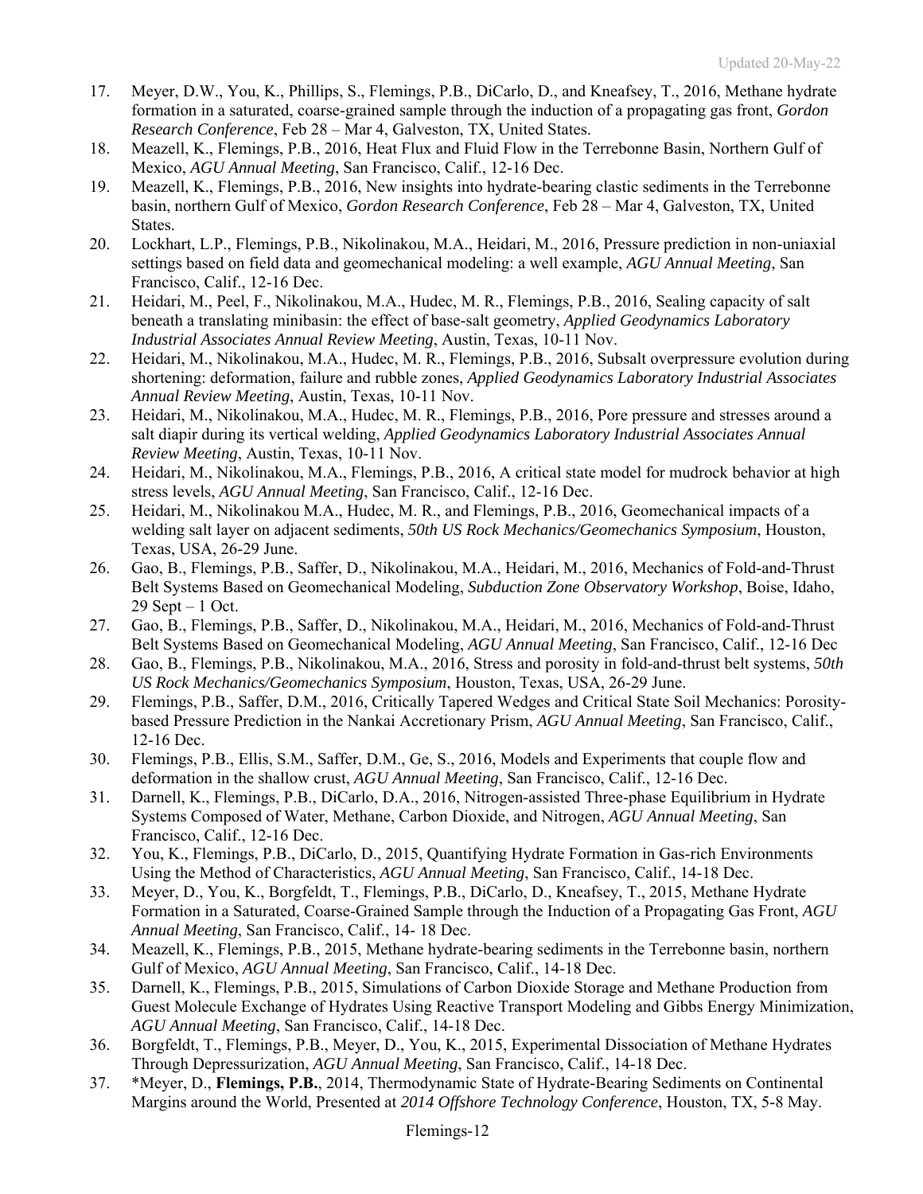17. Meyer, D.W., You, K., Phillips, S., Flemings, P.B., DiCarlo, D., and Kneafsey, T., 2016, Methane hydrate formation in a saturated, coarse-grained sample through the induction of a propagating gas front, *Gordon Research Conference*, Feb 28 – Mar 4, Galveston, TX, United States.
18. Meazell, K., Flemings, P.B., 2016, Heat Flux and Fluid Flow in the Terrebonne Basin, Northern Gulf of Mexico, *AGU Annual Meeting*, San Francisco, Calif., 12-16 Dec.
19. Meazell, K., Flemings, P.B., 2016, New insights into hydrate-bearing clastic sediments in the Terrebonne basin, northern Gulf of Mexico, *Gordon Research Conference*, Feb 28 – Mar 4, Galveston, TX, United States.
20. Lockhart, L.P., Flemings, P.B., Nikolinakou, M.A., Heidari, M., 2016, Pressure prediction in non-uniaxial settings based on field data and geomechanical modeling: a well example, *AGU Annual Meeting*, San Francisco, Calif., 12-16 Dec.
21. Heidari, M., Peel, F., Nikolinakou, M.A., Hudec, M. R., Flemings, P.B., 2016, Sealing capacity of salt beneath a translating minibasin: the effect of base-salt geometry, *Applied Geodynamics Laboratory Industrial Associates Annual Review Meeting*, Austin, Texas, 10-11 Nov.
22. Heidari, M., Nikolinakou, M.A., Hudec, M. R., Flemings, P.B., 2016, Subsalt overpressure evolution during shortening: deformation, failure and rubble zones, *Applied Geodynamics Laboratory Industrial Associates Annual Review Meeting*, Austin, Texas, 10-11 Nov.
23. Heidari, M., Nikolinakou, M.A., Hudec, M. R., Flemings, P.B., 2016, Pore pressure and stresses around a salt diapir during its vertical welding, *Applied Geodynamics Laboratory Industrial Associates Annual Review Meeting*, Austin, Texas, 10-11 Nov.
24. Heidari, M., Nikolinakou, M.A., Flemings, P.B., 2016, A critical state model for mudrock behavior at high stress levels, *AGU Annual Meeting*, San Francisco, Calif., 12-16 Dec.
25. Heidari, M., Nikolinakou M.A., Hudec, M. R., and Flemings, P.B., 2016, Geomechanical impacts of a welding salt layer on adjacent sediments, *50th US Rock Mechanics/Geomechanics Symposium*, Houston, Texas, USA, 26-29 June.
26. Gao, B., Flemings, P.B., Saffer, D., Nikolinakou, M.A., Heidari, M., 2016, Mechanics of Fold-and-Thrust Belt Systems Based on Geomechanical Modeling, *Subduction Zone Observatory Workshop*, Boise, Idaho, 29 Sept – 1 Oct.
27. Gao, B., Flemings, P.B., Saffer, D., Nikolinakou, M.A., Heidari, M., 2016, Mechanics of Fold-and-Thrust Belt Systems Based on Geomechanical Modeling, *AGU Annual Meeting*, San Francisco, Calif., 12-16 Dec
28. Gao, B., Flemings, P.B., Nikolinakou, M.A., 2016, Stress and porosity in fold-and-thrust belt systems, *50th US Rock Mechanics/Geomechanics Symposium*, Houston, Texas, USA, 26-29 June.
29. Flemings, P.B., Saffer, D.M., 2016, Critically Tapered Wedges and Critical State Soil Mechanics: Porosity-based Pressure Prediction in the Nankai Accretionary Prism, *AGU Annual Meeting*, San Francisco, Calif., 12-16 Dec.
30. Flemings, P.B., Ellis, S.M., Saffer, D.M., Ge, S., 2016, Models and Experiments that couple flow and deformation in the shallow crust, *AGU Annual Meeting*, San Francisco, Calif., 12-16 Dec.
31. Darnell, K., Flemings, P.B., DiCarlo, D.A., 2016, Nitrogen-assisted Three-phase Equilibrium in Hydrate Systems Composed of Water, Methane, Carbon Dioxide, and Nitrogen, *AGU Annual Meeting*, San Francisco, Calif., 12-16 Dec.
32. You, K., Flemings, P.B., DiCarlo, D., 2015, Quantifying Hydrate Formation in Gas-rich Environments Using the Method of Characteristics, *AGU Annual Meeting*, San Francisco, Calif., 14-18 Dec.
33. Meyer, D., You, K., Borgfeldt, T., Flemings, P.B., DiCarlo, D., Kneafsey, T., 2015, Methane Hydrate Formation in a Saturated, Coarse-Grained Sample through the Induction of a Propagating Gas Front, *AGU Annual Meeting*, San Francisco, Calif., 14- 18 Dec.
34. Meazell, K., Flemings, P.B., 2015, Methane hydrate-bearing sediments in the Terrebonne basin, northern Gulf of Mexico, *AGU Annual Meeting*, San Francisco, Calif., 14-18 Dec.
35. Darnell, K., Flemings, P.B., 2015, Simulations of Carbon Dioxide Storage and Methane Production from Guest Molecule Exchange of Hydrates Using Reactive Transport Modeling and Gibbs Energy Minimization, *AGU Annual Meeting*, San Francisco, Calif., 14-18 Dec.
36. Borgfeldt, T., Flemings, P.B., Meyer, D., You, K., 2015, Experimental Dissociation of Methane Hydrates Through Depressurization, *AGU Annual Meeting*, San Francisco, Calif., 14-18 Dec.
37. *Meyer, D., **Flemings, P.B.**, 2014, Thermodynamic State of Hydrate-Bearing Sediments on Continental Margins around the World, Presented at *2014 Offshore Technology Conference*, Houston, TX, 5-8 May.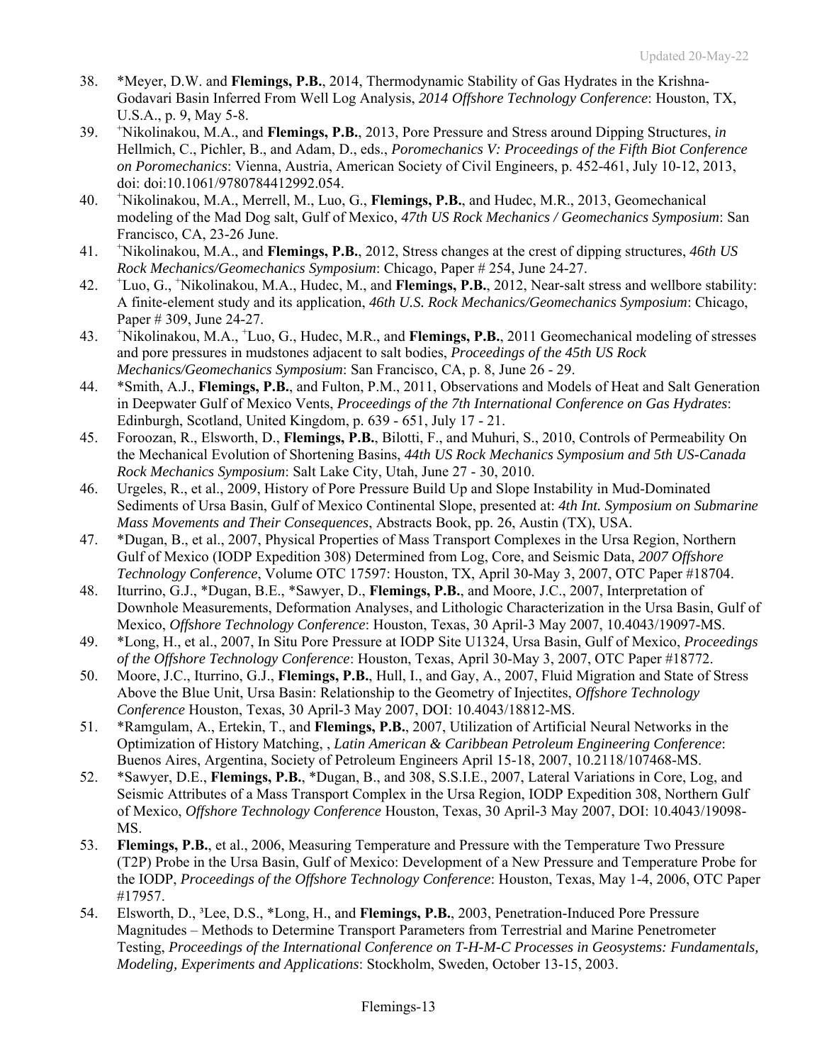38. *Meyer, D.W. and **Flemings, P.B.**, 2014, Thermodynamic Stability of Gas Hydrates in the Krishna-Godavari Basin Inferred From Well Log Analysis, *2014 Offshore Technology Conference*: Houston, TX, U.S.A., p. 9, May 5-8.
39. [+]Nikolinakou, M.A., and **Flemings, P.B.**, 2013, Pore Pressure and Stress around Dipping Structures, *in* Hellmich, C., Pichler, B., and Adam, D., eds., *Poromechanics V: Proceedings of the Fifth Biot Conference on Poromechanics*: Vienna, Austria, American Society of Civil Engineers, p. 452-461, July 10-12, 2013, doi: doi:10.1061/9780784412992.054.
40. [+]Nikolinakou, M.A., Merrell, M., Luo, G., **Flemings, P.B.**, and Hudec, M.R., 2013, Geomechanical modeling of the Mad Dog salt, Gulf of Mexico, *47th US Rock Mechanics / Geomechanics Symposium*: San Francisco, CA, 23-26 June.
41. [+]Nikolinakou, M.A., and **Flemings, P.B.**, 2012, Stress changes at the crest of dipping structures, *46th US Rock Mechanics/Geomechanics Symposium*: Chicago, Paper # 254, June 24-27.
42. [+]Luo, G., [+]Nikolinakou, M.A., Hudec, M., and **Flemings, P.B.**, 2012, Near-salt stress and wellbore stability: A finite-element study and its application, *46th U.S. Rock Mechanics/Geomechanics Symposium*: Chicago, Paper # 309, June 24-27.
43. [+]Nikolinakou, M.A., [+]Luo, G., Hudec, M.R., and **Flemings, P.B.**, 2011 Geomechanical modeling of stresses and pore pressures in mudstones adjacent to salt bodies, *Proceedings of the 45th US Rock Mechanics/Geomechanics Symposium*: San Francisco, CA, p. 8, June 26 - 29.
44. *Smith, A.J., **Flemings, P.B.**, and Fulton, P.M., 2011, Observations and Models of Heat and Salt Generation in Deepwater Gulf of Mexico Vents, *Proceedings of the 7th International Conference on Gas Hydrates*: Edinburgh, Scotland, United Kingdom, p. 639 - 651, July 17 - 21.
45. Foroozan, R., Elsworth, D., **Flemings, P.B.**, Bilotti, F., and Muhuri, S., 2010, Controls of Permeability On the Mechanical Evolution of Shortening Basins, *44th US Rock Mechanics Symposium and 5th US-Canada Rock Mechanics Symposium*: Salt Lake City, Utah, June 27 - 30, 2010.
46. Urgeles, R., et al., 2009, History of Pore Pressure Build Up and Slope Instability in Mud-Dominated Sediments of Ursa Basin, Gulf of Mexico Continental Slope, presented at: *4th Int. Symposium on Submarine Mass Movements and Their Consequences*, Abstracts Book, pp. 26, Austin (TX), USA.
47. *Dugan, B., et al., 2007, Physical Properties of Mass Transport Complexes in the Ursa Region, Northern Gulf of Mexico (IODP Expedition 308) Determined from Log, Core, and Seismic Data, *2007 Offshore Technology Conference*, Volume OTC 17597: Houston, TX, April 30-May 3, 2007, OTC Paper #18704.
48. Iturrino, G.J., *Dugan, B.E., *Sawyer, D., **Flemings, P.B.**, and Moore, J.C., 2007, Interpretation of Downhole Measurements, Deformation Analyses, and Lithologic Characterization in the Ursa Basin, Gulf of Mexico, *Offshore Technology Conference*: Houston, Texas, 30 April-3 May 2007, 10.4043/19097-MS.
49. *Long, H., et al., 2007, In Situ Pore Pressure at IODP Site U1324, Ursa Basin, Gulf of Mexico, *Proceedings of the Offshore Technology Conference*: Houston, Texas, April 30-May 3, 2007, OTC Paper #18772.
50. Moore, J.C., Iturrino, G.J., **Flemings, P.B.**, Hull, I., and Gay, A., 2007, Fluid Migration and State of Stress Above the Blue Unit, Ursa Basin: Relationship to the Geometry of Injectites, *Offshore Technology Conference* Houston, Texas, 30 April-3 May 2007, DOI: 10.4043/18812-MS.
51. *Ramgulam, A., Ertekin, T., and **Flemings, P.B.**, 2007, Utilization of Artificial Neural Networks in the Optimization of History Matching, , *Latin American & Caribbean Petroleum Engineering Conference*: Buenos Aires, Argentina, Society of Petroleum Engineers April 15-18, 2007, 10.2118/107468-MS.
52. *Sawyer, D.E., **Flemings, P.B.**, *Dugan, B., and 308, S.S.I.E., 2007, Lateral Variations in Core, Log, and Seismic Attributes of a Mass Transport Complex in the Ursa Region, IODP Expedition 308, Northern Gulf of Mexico, *Offshore Technology Conference* Houston, Texas, 30 April-3 May 2007, DOI: 10.4043/19098-MS.
53. **Flemings, P.B.**, et al., 2006, Measuring Temperature and Pressure with the Temperature Two Pressure (T2P) Probe in the Ursa Basin, Gulf of Mexico: Development of a New Pressure and Temperature Probe for the IODP, *Proceedings of the Offshore Technology Conference*: Houston, Texas, May 1-4, 2006, OTC Paper #17957.
54. Elsworth, D., [3]Lee, D.S., *Long, H., and **Flemings, P.B.**, 2003, Penetration-Induced Pore Pressure Magnitudes – Methods to Determine Transport Parameters from Terrestrial and Marine Penetrometer Testing, *Proceedings of the International Conference on T-H-M-C Processes in Geosystems: Fundamentals, Modeling, Experiments and Applications*: Stockholm, Sweden, October 13-15, 2003.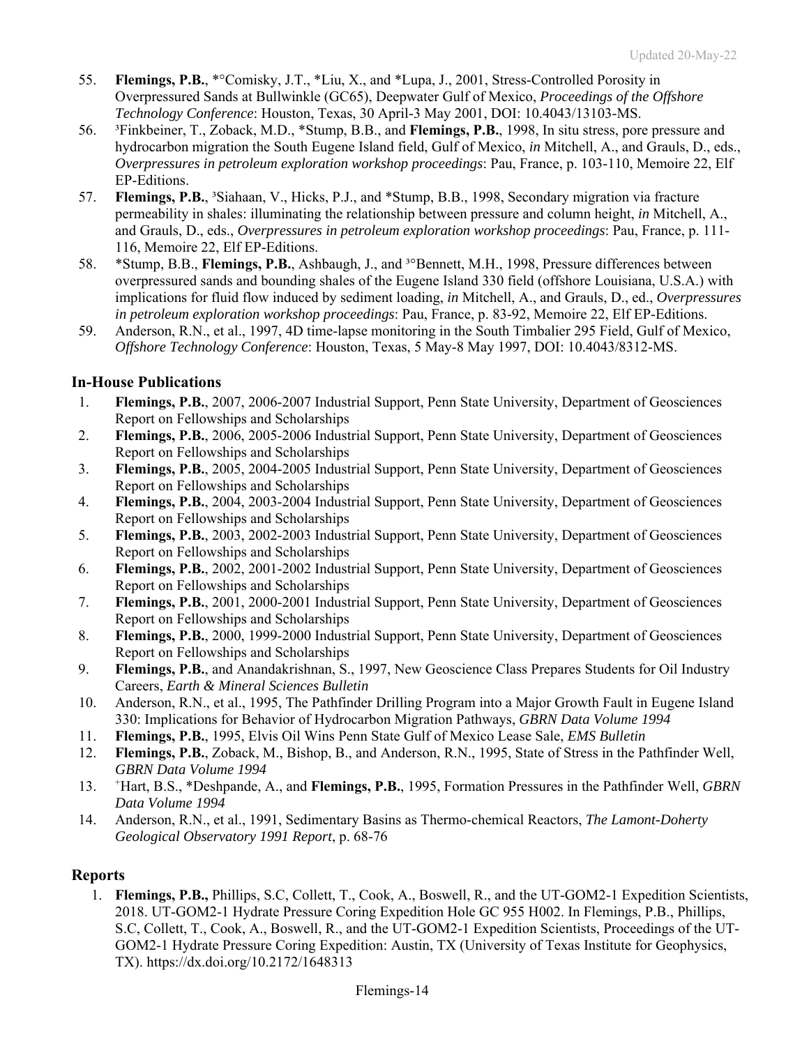55. **Flemings, P.B.**, *°Comisky, J.T., *Liu, X., and *Lupa, J., 2001, Stress-Controlled Porosity in Overpressured Sands at Bullwinkle (GC65), Deepwater Gulf of Mexico, *Proceedings of the Offshore Technology Conference*: Houston, Texas, 30 April-3 May 2001, DOI: 10.4043/13103-MS.
56. [3]Finkbeiner, T., Zoback, M.D., *Stump, B.B., and **Flemings, P.B.**, 1998, In situ stress, pore pressure and hydrocarbon migration the South Eugene Island field, Gulf of Mexico, *in* Mitchell, A., and Grauls, D., eds., *Overpressures in petroleum exploration workshop proceedings*: Pau, France, p. 103-110, Memoire 22, Elf EP-Editions.
57. **Flemings, P.B.**, [3]Siahaan, V., Hicks, P.J., and *Stump, B.B., 1998, Secondary migration via fracture permeability in shales: illuminating the relationship between pressure and column height, *in* Mitchell, A., and Grauls, D., eds., *Overpressures in petroleum exploration workshop proceedings*: Pau, France, p. 111-116, Memoire 22, Elf EP-Editions.
58. *Stump, B.B., **Flemings, P.B.**, Ashbaugh, J., and [3]°Bennett, M.H., 1998, Pressure differences between overpressured sands and bounding shales of the Eugene Island 330 field (offshore Louisiana, U.S.A.) with implications for fluid flow induced by sediment loading, *in* Mitchell, A., and Grauls, D., ed., *Overpressures in petroleum exploration workshop proceedings*: Pau, France, p. 83-92, Memoire 22, Elf EP-Editions.
59. Anderson, R.N., et al., 1997, 4D time-lapse monitoring in the South Timbalier 295 Field, Gulf of Mexico, *Offshore Technology Conference*: Houston, Texas, 5 May-8 May 1997, DOI: 10.4043/8312-MS.

## In-House Publications

1. **Flemings, P.B.**, 2007, 2006-2007 Industrial Support, Penn State University, Department of Geosciences Report on Fellowships and Scholarships
2. **Flemings, P.B.**, 2006, 2005-2006 Industrial Support, Penn State University, Department of Geosciences Report on Fellowships and Scholarships
3. **Flemings, P.B.**, 2005, 2004-2005 Industrial Support, Penn State University, Department of Geosciences Report on Fellowships and Scholarships
4. **Flemings, P.B.**, 2004, 2003-2004 Industrial Support, Penn State University, Department of Geosciences Report on Fellowships and Scholarships
5. **Flemings, P.B.**, 2003, 2002-2003 Industrial Support, Penn State University, Department of Geosciences Report on Fellowships and Scholarships
6. **Flemings, P.B.**, 2002, 2001-2002 Industrial Support, Penn State University, Department of Geosciences Report on Fellowships and Scholarships
7. **Flemings, P.B.**, 2001, 2000-2001 Industrial Support, Penn State University, Department of Geosciences Report on Fellowships and Scholarships
8. **Flemings, P.B.**, 2000, 1999-2000 Industrial Support, Penn State University, Department of Geosciences Report on Fellowships and Scholarships
9. **Flemings, P.B.**, and Anandakrishnan, S., 1997, New Geoscience Class Prepares Students for Oil Industry Careers, *Earth & Mineral Sciences Bulletin*
10. Anderson, R.N., et al., 1995, The Pathfinder Drilling Program into a Major Growth Fault in Eugene Island 330: Implications for Behavior of Hydrocarbon Migration Pathways, *GBRN Data Volume 1994*
11. **Flemings, P.B.**, 1995, Elvis Oil Wins Penn State Gulf of Mexico Lease Sale, *EMS Bulletin*
12. **Flemings, P.B.**, Zoback, M., Bishop, B., and Anderson, R.N., 1995, State of Stress in the Pathfinder Well, *GBRN Data Volume 1994*
13. [+]Hart, B.S., *Deshpande, A., and **Flemings, P.B.**, 1995, Formation Pressures in the Pathfinder Well, *GBRN Data Volume 1994*
14. Anderson, R.N., et al., 1991, Sedimentary Basins as Thermo-chemical Reactors, *The Lamont-Doherty Geological Observatory 1991 Report*, p. 68-76

## Reports

1. **Flemings, P.B.,** Phillips, S.C, Collett, T., Cook, A., Boswell, R., and the UT-GOM2-1 Expedition Scientists, 2018. UT-GOM2-1 Hydrate Pressure Coring Expedition Hole GC 955 H002. In Flemings, P.B., Phillips, S.C, Collett, T., Cook, A., Boswell, R., and the UT-GOM2-1 Expedition Scientists, Proceedings of the UT-GOM2-1 Hydrate Pressure Coring Expedition: Austin, TX (University of Texas Institute for Geophysics, TX). https://dx.doi.org/10.2172/1648313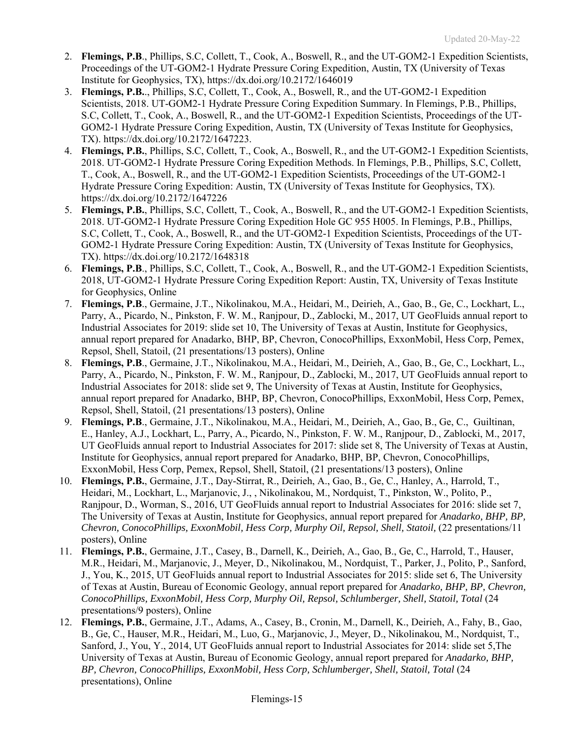2. **Flemings, P.B**., Phillips, S.C, Collett, T., Cook, A., Boswell, R., and the UT-GOM2-1 Expedition Scientists, Proceedings of the UT-GOM2-1 Hydrate Pressure Coring Expedition, Austin, TX (University of Texas Institute for Geophysics, TX), https://dx.doi.org/10.2172/1646019
3. **Flemings, P.B.**., Phillips, S.C, Collett, T., Cook, A., Boswell, R., and the UT-GOM2-1 Expedition Scientists, 2018. UT-GOM2-1 Hydrate Pressure Coring Expedition Summary. In Flemings, P.B., Phillips, S.C, Collett, T., Cook, A., Boswell, R., and the UT-GOM2-1 Expedition Scientists, Proceedings of the UT-GOM2-1 Hydrate Pressure Coring Expedition, Austin, TX (University of Texas Institute for Geophysics, TX). https://dx.doi.org/10.2172/1647223.
4. **Flemings, P.B.**, Phillips, S.C, Collett, T., Cook, A., Boswell, R., and the UT-GOM2-1 Expedition Scientists, 2018. UT-GOM2-1 Hydrate Pressure Coring Expedition Methods. In Flemings, P.B., Phillips, S.C, Collett, T., Cook, A., Boswell, R., and the UT-GOM2-1 Expedition Scientists, Proceedings of the UT-GOM2-1 Hydrate Pressure Coring Expedition: Austin, TX (University of Texas Institute for Geophysics, TX). https://dx.doi.org/10.2172/1647226
5. **Flemings, P.B.**, Phillips, S.C, Collett, T., Cook, A., Boswell, R., and the UT-GOM2-1 Expedition Scientists, 2018. UT-GOM2-1 Hydrate Pressure Coring Expedition Hole GC 955 H005. In Flemings, P.B., Phillips, S.C, Collett, T., Cook, A., Boswell, R., and the UT-GOM2-1 Expedition Scientists, Proceedings of the UT-GOM2-1 Hydrate Pressure Coring Expedition: Austin, TX (University of Texas Institute for Geophysics, TX). https://dx.doi.org/10.2172/1648318
6. **Flemings, P.B**., Phillips, S.C, Collett, T., Cook, A., Boswell, R., and the UT-GOM2-1 Expedition Scientists, 2018, UT-GOM2-1 Hydrate Pressure Coring Expedition Report: Austin, TX, University of Texas Institute for Geophysics, Online
7. **Flemings, P.B**., Germaine, J.T., Nikolinakou, M.A., Heidari, M., Deirieh, A., Gao, B., Ge, C., Lockhart, L., Parry, A., Picardo, N., Pinkston, F. W. M., Ranjpour, D., Zablocki, M., 2017, UT GeoFluids annual report to Industrial Associates for 2019: slide set 10, The University of Texas at Austin, Institute for Geophysics, annual report prepared for Anadarko, BHP, BP, Chevron, ConocoPhillips, ExxonMobil, Hess Corp, Pemex, Repsol, Shell, Statoil, (21 presentations/13 posters), Online
8. **Flemings, P.B**., Germaine, J.T., Nikolinakou, M.A., Heidari, M., Deirieh, A., Gao, B., Ge, C., Lockhart, L., Parry, A., Picardo, N., Pinkston, F. W. M., Ranjpour, D., Zablocki, M., 2017, UT GeoFluids annual report to Industrial Associates for 2018: slide set 9, The University of Texas at Austin, Institute for Geophysics, annual report prepared for Anadarko, BHP, BP, Chevron, ConocoPhillips, ExxonMobil, Hess Corp, Pemex, Repsol, Shell, Statoil, (21 presentations/13 posters), Online
9. **Flemings, P.B**., Germaine, J.T., Nikolinakou, M.A., Heidari, M., Deirieh, A., Gao, B., Ge, C., Guiltinan, E., Hanley, A.J., Lockhart, L., Parry, A., Picardo, N., Pinkston, F. W. M., Ranjpour, D., Zablocki, M., 2017, UT GeoFluids annual report to Industrial Associates for 2017: slide set 8, The University of Texas at Austin, Institute for Geophysics, annual report prepared for Anadarko, BHP, BP, Chevron, ConocoPhillips, ExxonMobil, Hess Corp, Pemex, Repsol, Shell, Statoil, (21 presentations/13 posters), Online
10. **Flemings, P.B.**, Germaine, J.T., Day-Stirrat, R., Deirieh, A., Gao, B., Ge, C., Hanley, A., Harrold, T., Heidari, M., Lockhart, L., Marjanovic, J., , Nikolinakou, M., Nordquist, T., Pinkston, W., Polito, P., Ranjpour, D., Worman, S., 2016, UT GeoFluids annual report to Industrial Associates for 2016: slide set 7, The University of Texas at Austin, Institute for Geophysics, annual report prepared for *Anadarko, BHP, BP, Chevron, ConocoPhillips, ExxonMobil, Hess Corp, Murphy Oil, Repsol, Shell, Statoil,* (22 presentations/11 posters), Online
11. **Flemings, P.B.**, Germaine, J.T., Casey, B., Darnell, K., Deirieh, A., Gao, B., Ge, C., Harrold, T., Hauser, M.R., Heidari, M., Marjanovic, J., Meyer, D., Nikolinakou, M., Nordquist, T., Parker, J., Polito, P., Sanford, J., You, K., 2015, UT GeoFluids annual report to Industrial Associates for 2015: slide set 6, The University of Texas at Austin, Bureau of Economic Geology, annual report prepared for *Anadarko, BHP, BP, Chevron, ConocoPhillips, ExxonMobil, Hess Corp, Murphy Oil, Repsol, Schlumberger, Shell, Statoil, Total* (24 presentations/9 posters), Online
12. **Flemings, P.B.**, Germaine, J.T., Adams, A., Casey, B., Cronin, M., Darnell, K., Deirieh, A., Fahy, B., Gao, B., Ge, C., Hauser, M.R., Heidari, M., Luo, G., Marjanovic, J., Meyer, D., Nikolinakou, M., Nordquist, T., Sanford, J., You, Y., 2014, UT GeoFluids annual report to Industrial Associates for 2014: slide set 5,The University of Texas at Austin, Bureau of Economic Geology, annual report prepared for *Anadarko, BHP, BP, Chevron, ConocoPhillips, ExxonMobil, Hess Corp, Schlumberger, Shell, Statoil, Total* (24 presentations), Online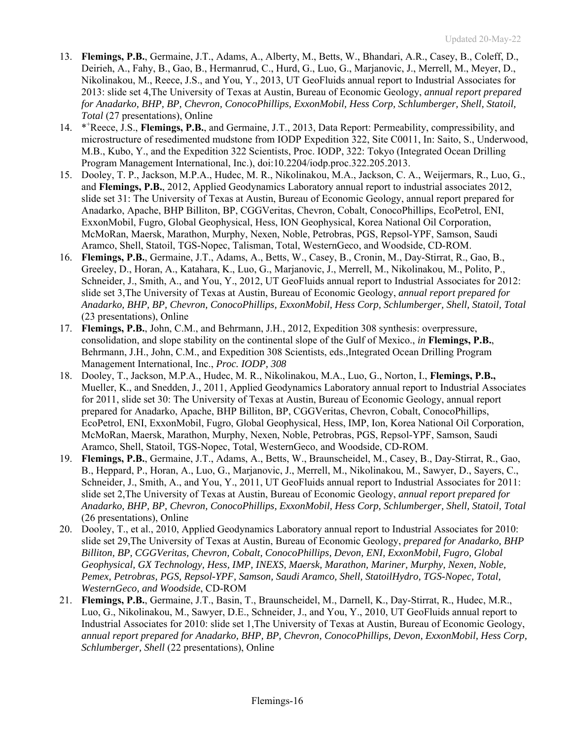13. **Flemings, P.B.**, Germaine, J.T., Adams, A., Alberty, M., Betts, W., Bhandari, A.R., Casey, B., Coleff, D., Deirieh, A., Fahy, B., Gao, B., Hermanrud, C., Hurd, G., Luo, G., Marjanovic, J., Merrell, M., Meyer, D., Nikolinakou, M., Reece, J.S., and You, Y., 2013, UT GeoFluids annual report to Industrial Associates for 2013: slide set 4,The University of Texas at Austin, Bureau of Economic Geology, *annual report prepared for Anadarko, BHP, BP, Chevron, ConocoPhillips, ExxonMobil, Hess Corp, Schlumberger, Shell, Statoil, Total* (27 presentations), Online
14. *[+]Reece, J.S., **Flemings, P.B.**, and Germaine, J.T., 2013, Data Report: Permeability, compressibility, and microstructure of resedimented mudstone from IODP Expedition 322, Site C0011, In: Saito, S., Underwood, M.B., Kubo, Y., and the Expedition 322 Scientists, Proc. IODP, 322: Tokyo (Integrated Ocean Drilling Program Management International, Inc.), doi:10.2204/iodp.proc.322.205.2013.
15. Dooley, T. P., Jackson, M.P.A., Hudec, M. R., Nikolinakou, M.A., Jackson, C. A., Weijermars, R., Luo, G., and **Flemings, P.B.**, 2012, Applied Geodynamics Laboratory annual report to industrial associates 2012, slide set 31: The University of Texas at Austin, Bureau of Economic Geology, annual report prepared for Anadarko, Apache, BHP Billiton, BP, CGGVeritas, Chevron, Cobalt, ConocoPhillips, EcoPetrol, ENI, ExxonMobil, Fugro, Global Geophysical, Hess, ION Geophysical, Korea National Oil Corporation, McMoRan, Maersk, Marathon, Murphy, Nexen, Noble, Petrobras, PGS, Repsol-YPF, Samson, Saudi Aramco, Shell, Statoil, TGS-Nopec, Talisman, Total, WesternGeco, and Woodside, CD-ROM.
16. **Flemings, P.B.**, Germaine, J.T., Adams, A., Betts, W., Casey, B., Cronin, M., Day-Stirrat, R., Gao, B., Greeley, D., Horan, A., Katahara, K., Luo, G., Marjanovic, J., Merrell, M., Nikolinakou, M., Polito, P., Schneider, J., Smith, A., and You, Y., 2012, UT GeoFluids annual report to Industrial Associates for 2012: slide set 3,The University of Texas at Austin, Bureau of Economic Geology, *annual report prepared for Anadarko, BHP, BP, Chevron, ConocoPhillips, ExxonMobil, Hess Corp, Schlumberger, Shell, Statoil, Total* (23 presentations), Online
17. **Flemings, P.B.**, John, C.M., and Behrmann, J.H., 2012, Expedition 308 synthesis: overpressure, consolidation, and slope stability on the continental slope of the Gulf of Mexico., *in* **Flemings, P.B.**, Behrmann, J.H., John, C.M., and Expedition 308 Scientists, eds.,Integrated Ocean Drilling Program Management International, Inc., *Proc. IODP, 308*
18. Dooley, T., Jackson, M.P.A., Hudec, M. R., Nikolinakou, M.A., Luo, G., Norton, I., **Flemings, P.B.,** Mueller, K., and Snedden, J., 2011, Applied Geodynamics Laboratory annual report to Industrial Associates for 2011, slide set 30: The University of Texas at Austin, Bureau of Economic Geology, annual report prepared for Anadarko, Apache, BHP Billiton, BP, CGGVeritas, Chevron, Cobalt, ConocoPhillips, EcoPetrol, ENI, ExxonMobil, Fugro, Global Geophysical, Hess, IMP, Ion, Korea National Oil Corporation, McMoRan, Maersk, Marathon, Murphy, Nexen, Noble, Petrobras, PGS, Repsol-YPF, Samson, Saudi Aramco, Shell, Statoil, TGS-Nopec, Total, WesternGeco, and Woodside, CD-ROM.
19. **Flemings, P.B.**, Germaine, J.T., Adams, A., Betts, W., Braunscheidel, M., Casey, B., Day-Stirrat, R., Gao, B., Heppard, P., Horan, A., Luo, G., Marjanovic, J., Merrell, M., Nikolinakou, M., Sawyer, D., Sayers, C., Schneider, J., Smith, A., and You, Y., 2011, UT GeoFluids annual report to Industrial Associates for 2011: slide set 2,The University of Texas at Austin, Bureau of Economic Geology, *annual report prepared for Anadarko, BHP, BP, Chevron, ConocoPhillips, ExxonMobil, Hess Corp, Schlumberger, Shell, Statoil, Total* (26 presentations), Online
20. Dooley, T., et al., 2010, Applied Geodynamics Laboratory annual report to Industrial Associates for 2010: slide set 29,The University of Texas at Austin, Bureau of Economic Geology, *prepared for Anadarko, BHP Billiton, BP, CGGVeritas, Chevron, Cobalt, ConocoPhillips, Devon, ENI, ExxonMobil, Fugro, Global Geophysical, GX Technology, Hess, IMP, INEXS, Maersk, Marathon, Mariner, Murphy, Nexen, Noble, Pemex, Petrobras, PGS, Repsol-YPF, Samson, Saudi Aramco, Shell, StatoilHydro, TGS-Nopec, Total, WesternGeco, and Woodside*, CD-ROM
21. **Flemings, P.B.**, Germaine, J.T., Basin, T., Braunscheidel, M., Darnell, K., Day-Stirrat, R., Hudec, M.R., Luo, G., Nikolinakou, M., Sawyer, D.E., Schneider, J., and You, Y., 2010, UT GeoFluids annual report to Industrial Associates for 2010: slide set 1,The University of Texas at Austin, Bureau of Economic Geology, *annual report prepared for Anadarko, BHP, BP, Chevron, ConocoPhillips, Devon, ExxonMobil, Hess Corp, Schlumberger, Shell* (22 presentations), Online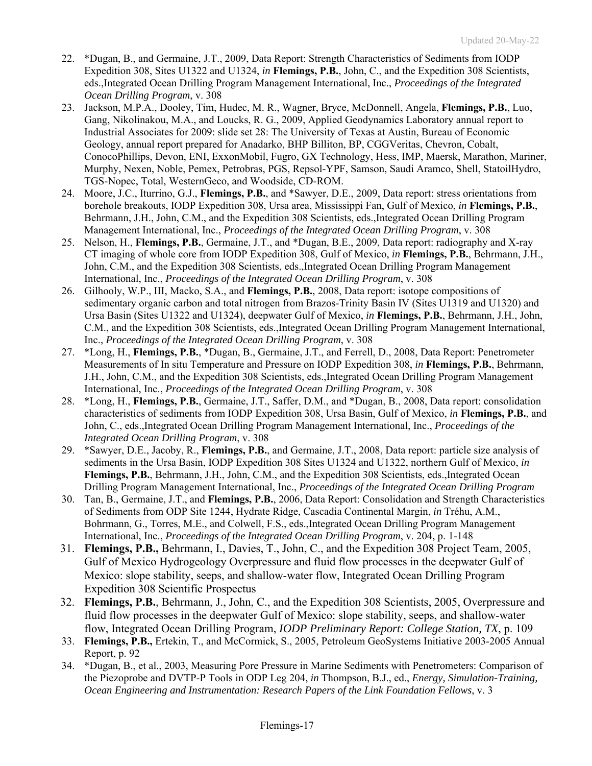22. *Dugan, B., and Germaine, J.T., 2009, Data Report: Strength Characteristics of Sediments from IODP Expedition 308, Sites U1322 and U1324, *in* **Flemings, P.B.**, John, C., and the Expedition 308 Scientists, eds.,Integrated Ocean Drilling Program Management International, Inc., *Proceedings of the Integrated Ocean Drilling Program*, v. 308
23. Jackson, M.P.A., Dooley, Tim, Hudec, M. R., Wagner, Bryce, McDonnell, Angela, **Flemings, P.B.**, Luo, Gang, Nikolinakou, M.A., and Loucks, R. G., 2009, Applied Geodynamics Laboratory annual report to Industrial Associates for 2009: slide set 28: The University of Texas at Austin, Bureau of Economic Geology, annual report prepared for Anadarko, BHP Billiton, BP, CGGVeritas, Chevron, Cobalt, ConocoPhillips, Devon, ENI, ExxonMobil, Fugro, GX Technology, Hess, IMP, Maersk, Marathon, Mariner, Murphy, Nexen, Noble, Pemex, Petrobras, PGS, Repsol-YPF, Samson, Saudi Aramco, Shell, StatoilHydro, TGS-Nopec, Total, WesternGeco, and Woodside, CD-ROM.
24. Moore, J.C., Iturrino, G.J., **Flemings, P.B.**, and *Sawyer, D.E., 2009, Data report: stress orientations from borehole breakouts, IODP Expedition 308, Ursa area, Mississippi Fan, Gulf of Mexico, *in* **Flemings, P.B.**, Behrmann, J.H., John, C.M., and the Expedition 308 Scientists, eds.,Integrated Ocean Drilling Program Management International, Inc., *Proceedings of the Integrated Ocean Drilling Program*, v. 308
25. Nelson, H., **Flemings, P.B.**, Germaine, J.T., and *Dugan, B.E., 2009, Data report: radiography and X-ray CT imaging of whole core from IODP Expedition 308, Gulf of Mexico, *in* **Flemings, P.B.**, Behrmann, J.H., John, C.M., and the Expedition 308 Scientists, eds.,Integrated Ocean Drilling Program Management International, Inc., *Proceedings of the Integrated Ocean Drilling Program*, v. 308
26. Gilhooly, W.P., III, Macko, S.A., and **Flemings, P.B.**, 2008, Data report: isotope compositions of sedimentary organic carbon and total nitrogen from Brazos-Trinity Basin IV (Sites U1319 and U1320) and Ursa Basin (Sites U1322 and U1324), deepwater Gulf of Mexico, *in* **Flemings, P.B.**, Behrmann, J.H., John, C.M., and the Expedition 308 Scientists, eds.,Integrated Ocean Drilling Program Management International, Inc., *Proceedings of the Integrated Ocean Drilling Program*, v. 308
27. *Long, H., **Flemings, P.B.**, *Dugan, B., Germaine, J.T., and Ferrell, D., 2008, Data Report: Penetrometer Measurements of In situ Temperature and Pressure on IODP Expedition 308, *in* **Flemings, P.B.**, Behrmann, J.H., John, C.M., and the Expedition 308 Scientists, eds.,Integrated Ocean Drilling Program Management International, Inc., *Proceedings of the Integrated Ocean Drilling Program*, v. 308
28. *Long, H., **Flemings, P.B.**, Germaine, J.T., Saffer, D.M., and *Dugan, B., 2008, Data report: consolidation characteristics of sediments from IODP Expedition 308, Ursa Basin, Gulf of Mexico, *in* **Flemings, P.B.**, and John, C., eds.,Integrated Ocean Drilling Program Management International, Inc., *Proceedings of the Integrated Ocean Drilling Program*, v. 308
29. *Sawyer, D.E., Jacoby, R., **Flemings, P.B.**, and Germaine, J.T., 2008, Data report: particle size analysis of sediments in the Ursa Basin, IODP Expedition 308 Sites U1324 and U1322, northern Gulf of Mexico, *in* **Flemings, P.B.**, Behrmann, J.H., John, C.M., and the Expedition 308 Scientists, eds.,Integrated Ocean Drilling Program Management International, Inc., *Proceedings of the Integrated Ocean Drilling Program*
30. Tan, B., Germaine, J.T., and **Flemings, P.B.**, 2006, Data Report: Consolidation and Strength Characteristics of Sediments from ODP Site 1244, Hydrate Ridge, Cascadia Continental Margin, *in* Tréhu, A.M., Bohrmann, G., Torres, M.E., and Colwell, F.S., eds.,Integrated Ocean Drilling Program Management International, Inc., *Proceedings of the Integrated Ocean Drilling Program*, v. 204, p. 1-148
31. **Flemings, P.B.,** Behrmann, I., Davies, T., John, C., and the Expedition 308 Project Team, 2005, Gulf of Mexico Hydrogeology Overpressure and fluid flow processes in the deepwater Gulf of Mexico: slope stability, seeps, and shallow-water flow, Integrated Ocean Drilling Program Expedition 308 Scientific Prospectus
32. **Flemings, P.B.**, Behrmann, J., John, C., and the Expedition 308 Scientists, 2005, Overpressure and fluid flow processes in the deepwater Gulf of Mexico: slope stability, seeps, and shallow-water flow, Integrated Ocean Drilling Program, *IODP Preliminary Report: College Station, TX*, p. 109
33. **Flemings, P.B.,** Ertekin, T., and McCormick, S., 2005, Petroleum GeoSystems Initiative 2003-2005 Annual Report, p. 92
34. *Dugan, B., et al., 2003, Measuring Pore Pressure in Marine Sediments with Penetrometers: Comparison of the Piezoprobe and DVTP-P Tools in ODP Leg 204, *in* Thompson, B.J., ed., *Energy, Simulation-Training, Ocean Engineering and Instrumentation: Research Papers of the Link Foundation Fellows*, v. 3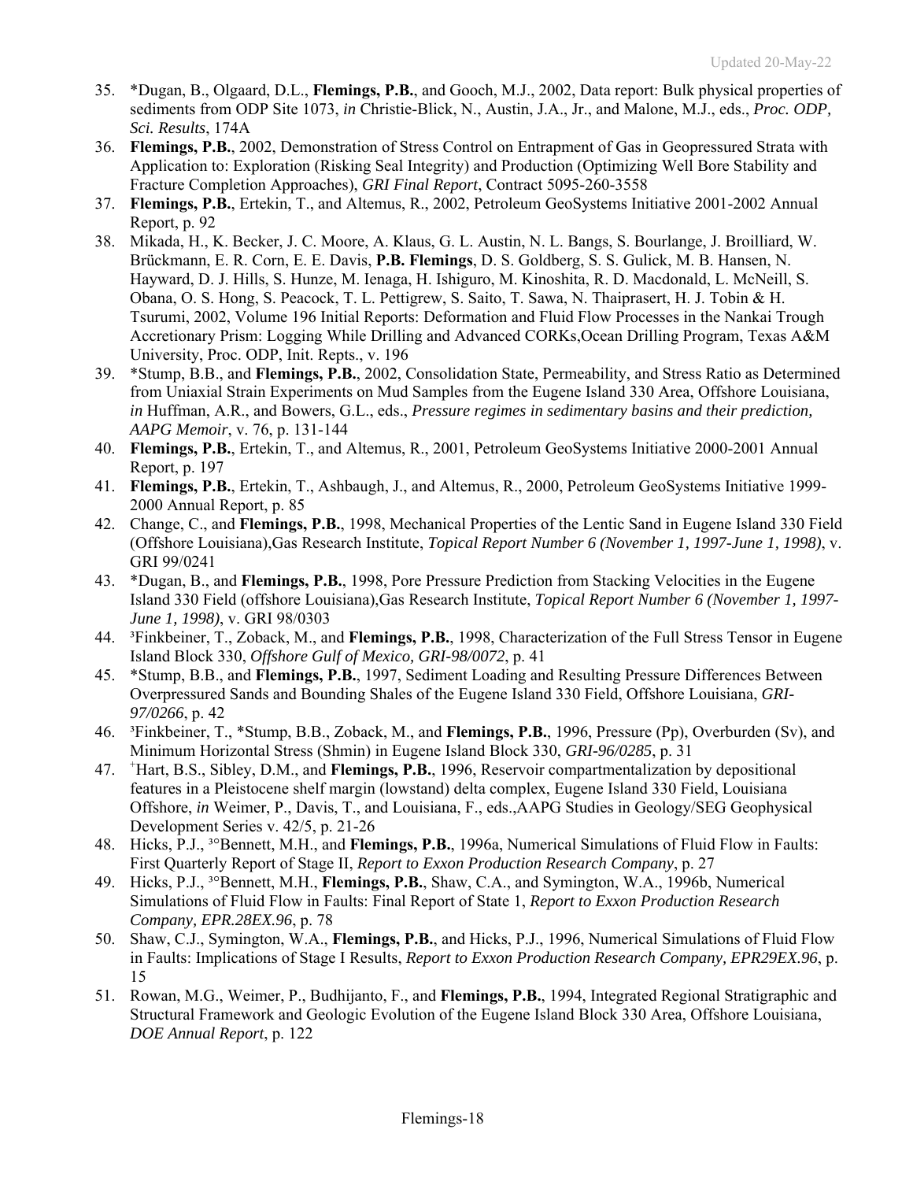35. *Dugan, B., Olgaard, D.L., **Flemings, P.B.**, and Gooch, M.J., 2002, Data report: Bulk physical properties of sediments from ODP Site 1073, *in* Christie-Blick, N., Austin, J.A., Jr., and Malone, M.J., eds., *Proc. ODP, Sci. Results*, 174A
36. **Flemings, P.B.**, 2002, Demonstration of Stress Control on Entrapment of Gas in Geopressured Strata with Application to: Exploration (Risking Seal Integrity) and Production (Optimizing Well Bore Stability and Fracture Completion Approaches), *GRI Final Report*, Contract 5095-260-3558
37. **Flemings, P.B.**, Ertekin, T., and Altemus, R., 2002, Petroleum GeoSystems Initiative 2001-2002 Annual Report, p. 92
38. Mikada, H., K. Becker, J. C. Moore, A. Klaus, G. L. Austin, N. L. Bangs, S. Bourlange, J. Broilliard, W. Brückmann, E. R. Corn, E. E. Davis, **P.B. Flemings**, D. S. Goldberg, S. S. Gulick, M. B. Hansen, N. Hayward, D. J. Hills, S. Hunze, M. Ienaga, H. Ishiguro, M. Kinoshita, R. D. Macdonald, L. McNeill, S. Obana, O. S. Hong, S. Peacock, T. L. Pettigrew, S. Saito, T. Sawa, N. Thaiprasert, H. J. Tobin & H. Tsurumi, 2002, Volume 196 Initial Reports: Deformation and Fluid Flow Processes in the Nankai Trough Accretionary Prism: Logging While Drilling and Advanced CORKs,Ocean Drilling Program, Texas A&M University, Proc. ODP, Init. Repts., v. 196
39. *Stump, B.B., and **Flemings, P.B.**, 2002, Consolidation State, Permeability, and Stress Ratio as Determined from Uniaxial Strain Experiments on Mud Samples from the Eugene Island 330 Area, Offshore Louisiana, *in* Huffman, A.R., and Bowers, G.L., eds., *Pressure regimes in sedimentary basins and their prediction, AAPG Memoir*, v. 76, p. 131-144
40. **Flemings, P.B.**, Ertekin, T., and Altemus, R., 2001, Petroleum GeoSystems Initiative 2000-2001 Annual Report, p. 197
41. **Flemings, P.B.**, Ertekin, T., Ashbaugh, J., and Altemus, R., 2000, Petroleum GeoSystems Initiative 1999-2000 Annual Report, p. 85
42. Change, C., and **Flemings, P.B.**, 1998, Mechanical Properties of the Lentic Sand in Eugene Island 330 Field (Offshore Louisiana),Gas Research Institute, *Topical Report Number 6 (November 1, 1997-June 1, 1998)*, v. GRI 99/0241
43. *Dugan, B., and **Flemings, P.B.**, 1998, Pore Pressure Prediction from Stacking Velocities in the Eugene Island 330 Field (offshore Louisiana),Gas Research Institute, *Topical Report Number 6 (November 1, 1997-June 1, 1998)*, v. GRI 98/0303
44. [3]Finkbeiner, T., Zoback, M., and **Flemings, P.B.**, 1998, Characterization of the Full Stress Tensor in Eugene Island Block 330, *Offshore Gulf of Mexico, GRI-98/0072*, p. 41
45. *Stump, B.B., and **Flemings, P.B.**, 1997, Sediment Loading and Resulting Pressure Differences Between Overpressured Sands and Bounding Shales of the Eugene Island 330 Field, Offshore Louisiana, *GRI-97/0266*, p. 42
46. [3]Finkbeiner, T., *Stump, B.B., Zoback, M., and **Flemings, P.B.**, 1996, Pressure (Pp), Overburden (Sv), and Minimum Horizontal Stress (Shmin) in Eugene Island Block 330, *GRI-96/0285*, p. 31
47. [+]Hart, B.S., Sibley, D.M., and **Flemings, P.B.**, 1996, Reservoir compartmentalization by depositional features in a Pleistocene shelf margin (lowstand) delta complex, Eugene Island 330 Field, Louisiana Offshore, *in* Weimer, P., Davis, T., and Louisiana, F., eds.,AAPG Studies in Geology/SEG Geophysical Development Series v. 42/5, p. 21-26
48. Hicks, P.J., [3°]Bennett, M.H., and **Flemings, P.B.**, 1996a, Numerical Simulations of Fluid Flow in Faults: First Quarterly Report of Stage II, *Report to Exxon Production Research Company*, p. 27
49. Hicks, P.J., [3°]Bennett, M.H., **Flemings, P.B.**, Shaw, C.A., and Symington, W.A., 1996b, Numerical Simulations of Fluid Flow in Faults: Final Report of State 1, *Report to Exxon Production Research Company, EPR.28EX.96*, p. 78
50. Shaw, C.J., Symington, W.A., **Flemings, P.B.**, and Hicks, P.J., 1996, Numerical Simulations of Fluid Flow in Faults: Implications of Stage I Results, *Report to Exxon Production Research Company, EPR29EX.96*, p. 15
51. Rowan, M.G., Weimer, P., Budhijanto, F., and **Flemings, P.B.**, 1994, Integrated Regional Stratigraphic and Structural Framework and Geologic Evolution of the Eugene Island Block 330 Area, Offshore Louisiana, *DOE Annual Report*, p. 122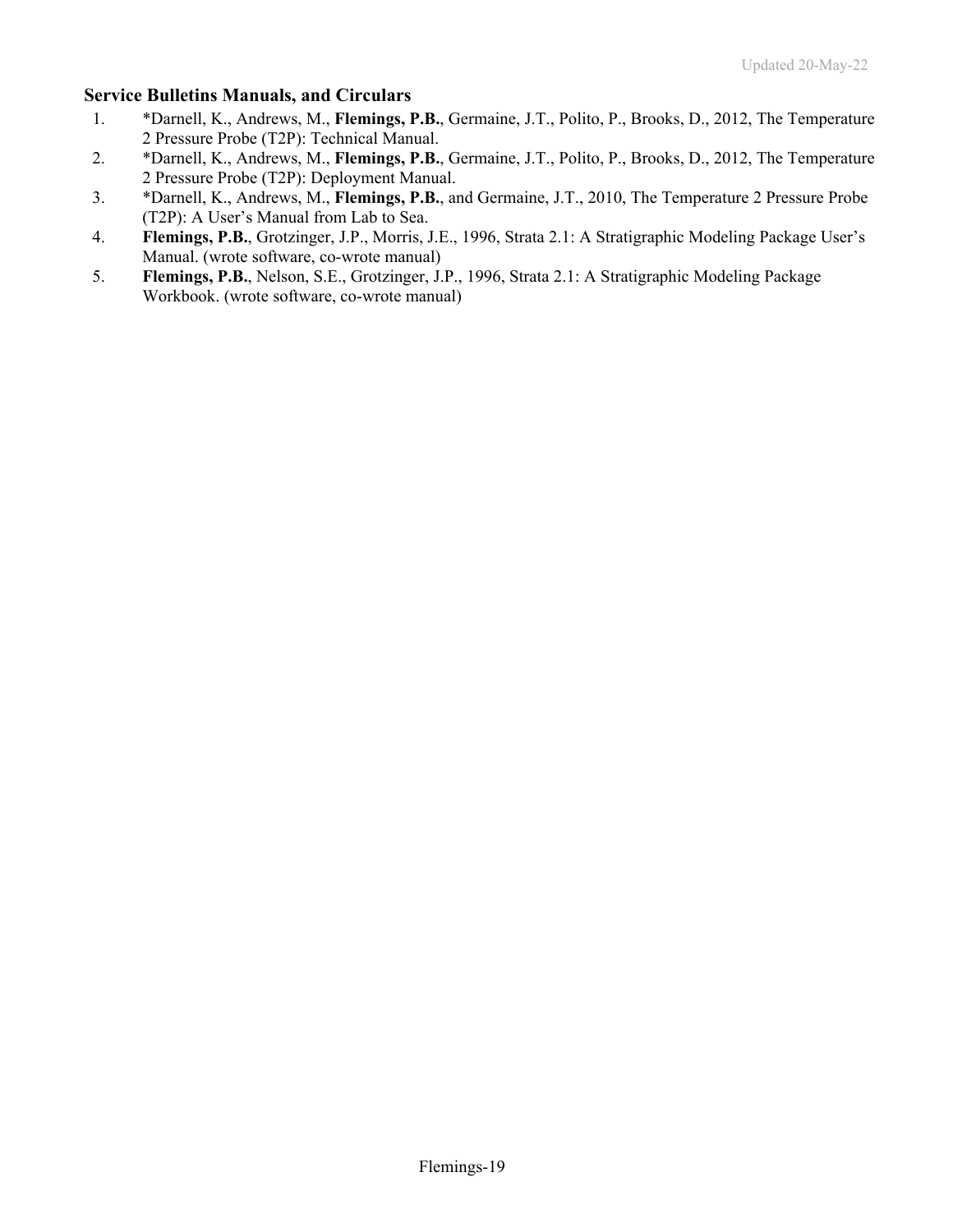### Service Bulletins Manuals, and Circulars

1. *Darnell, K., Andrews, M., **Flemings, P.B.**, Germaine, J.T., Polito, P., Brooks, D., 2012, The Temperature 2 Pressure Probe (T2P): Technical Manual.
2. *Darnell, K., Andrews, M., **Flemings, P.B.**, Germaine, J.T., Polito, P., Brooks, D., 2012, The Temperature 2 Pressure Probe (T2P): Deployment Manual.
3. *Darnell, K., Andrews, M., **Flemings, P.B.**, and Germaine, J.T., 2010, The Temperature 2 Pressure Probe (T2P): A User's Manual from Lab to Sea.
4. **Flemings, P.B.**, Grotzinger, J.P., Morris, J.E., 1996, Strata 2.1: A Stratigraphic Modeling Package User's Manual. (wrote software, co-wrote manual)
5. **Flemings, P.B.**, Nelson, S.E., Grotzinger, J.P., 1996, Strata 2.1: A Stratigraphic Modeling Package Workbook. (wrote software, co-wrote manual)